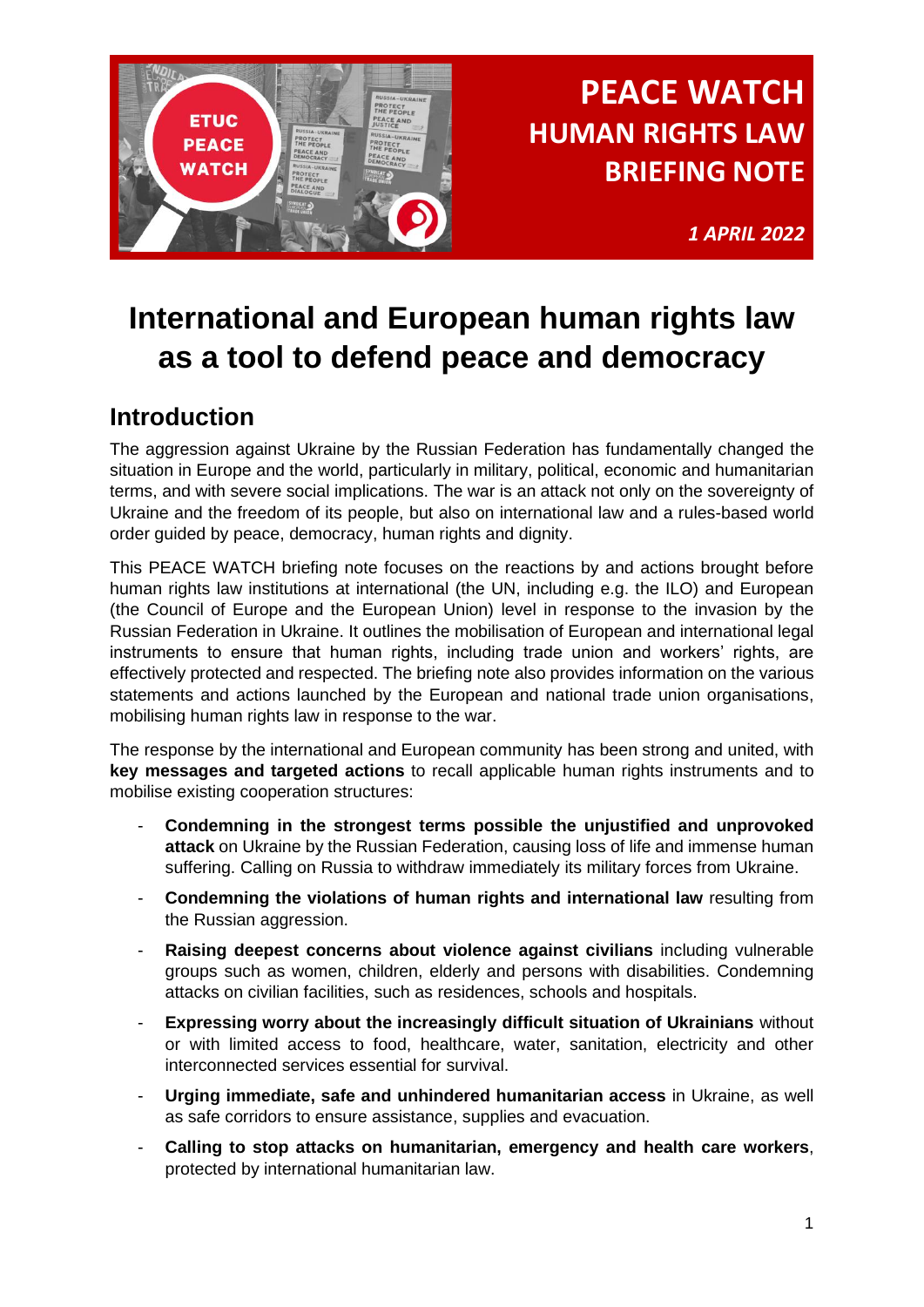# PEACE WATCH HUMAN RIGHTS LAW BRIEFING NOTE

*1 APRIL 2022*

# International and European human rights law as a tool to defend peace and democracy

## Introduction

The aggression against Ukraine by the Russian Federation has fundamentally changed the situation in Europe and the world, particularly in military, political, economic and humanitarian terms, and with severe social implications. The war is an attack not only on the sovereignty of Ukraine and the freedom of its people, but also on international law and a rules-based world order guided by peace, democracy, human rights and dignity.

This PEACE WATCH briefing note focuses on the reactions by and actions brought before human rights law institutions at international (the UN, including e.g. the ILO) and European (the Council of Europe and the European Union) level in response to the invasion by the Russian Federation in Ukraine. It outlines the mobilisation of European and international legal instruments to ensure that human rights, including trade union and workers' rights, are effectively protected and respected. The briefing note also provides information on the various statements and actions launched by the European and national trade union organisations, mobilising human rights law in response to the war.

The response by the international and European community has been strong and united, with **key messages and targeted actions** to recall applicable human rights instruments and to mobilise existing cooperation structures:

- **Condemning in the strongest terms possible the unjustified and unprovoked attack** on Ukraine by the Russian Federation, causing loss of life and immense human suffering. Calling on Russia to withdraw immediately its military forces from Ukraine.
- **Condemning the violations of human rights and international law** resulting from the Russian aggression.
- **Raising deepest concerns about violence against civilians** including vulnerable groups such as women, children, elderly and persons with disabilities. Condemning attacks on civilian facilities, such as residences, schools and hospitals.
- **Expressing worry about the increasingly difficult situation of Ukrainians** without or with limited access to food, healthcare, water, sanitation, electricity and other interconnected services essential for survival.
- **Urging immediate, safe and unhindered humanitarian access** in Ukraine, as well as safe corridors to ensure assistance, supplies and evacuation.
- **Calling to stop attacks on humanitarian, emergency and health care workers**, protected by international humanitarian law.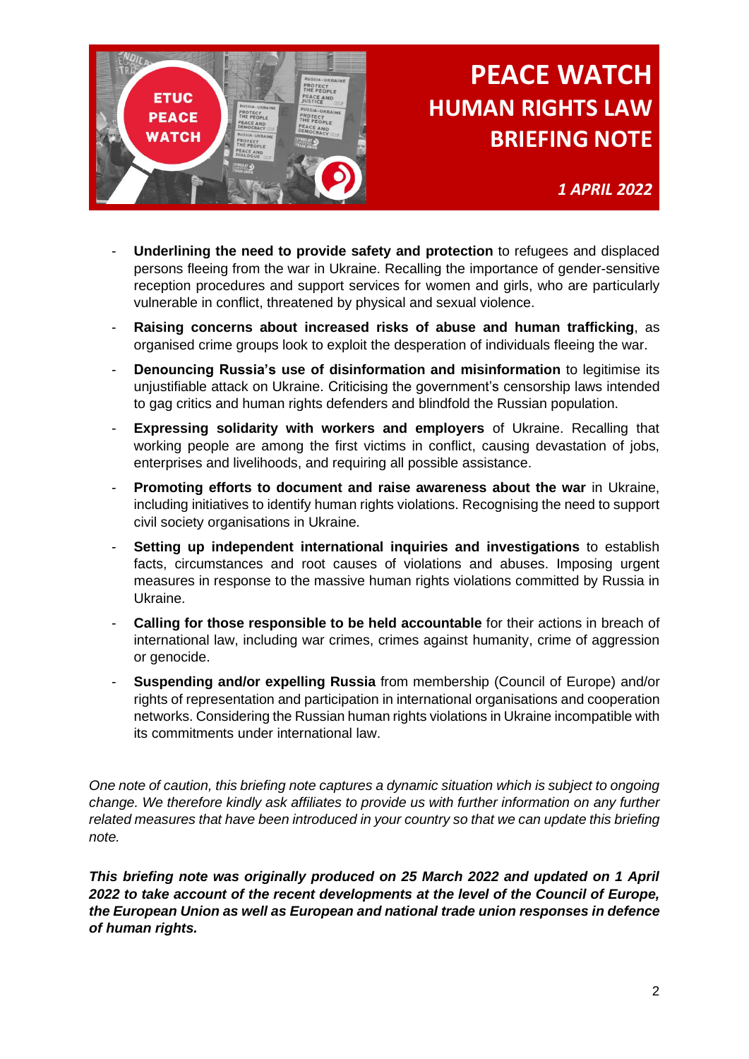# PEACE WATCH HUMAN RIGHTS LAW BRIEFING NOTE

*1 APRIL 2022*

- **Underlining the need to provide safety and protection** to refugees and displaced persons fleeing from the war in Ukraine. Recalling the importance of gender-sensitive reception procedures and support services for women and girls, who are particularly vulnerable in conflict, threatened by physical and sexual violence.
- **Raising concerns about increased risks of abuse and human trafficking**, as organised crime groups look to exploit the desperation of individuals fleeing the war.
- **Denouncing Russia's use of disinformation and misinformation** to legitimise its unjustifiable attack on Ukraine. Criticising the government's censorship laws intended to gag critics and human rights defenders and blindfold the Russian population.
- **Expressing solidarity with workers and employers** of Ukraine. Recalling that working people are among the first victims in conflict, causing devastation of jobs, enterprises and livelihoods, and requiring all possible assistance.
- **Promoting efforts to document and raise awareness about the war** in Ukraine, including initiatives to identify human rights violations. Recognising the need to support civil society organisations in Ukraine.
- **Setting up independent international inquiries and investigations** to establish facts, circumstances and root causes of violations and abuses. Imposing urgent measures in response to the massive human rights violations committed by Russia in Ukraine.
- **Calling for those responsible to be held accountable** for their actions in breach of international law, including war crimes, crimes against humanity, crime of aggression or genocide.
- **Suspending and/or expelling Russia** from membership (Council of Europe) and/or rights of representation and participation in international organisations and cooperation networks. Considering the Russian human rights violations in Ukraine incompatible with its commitments under international law.

*One note of caution, this briefing note captures a dynamic situation which is subject to ongoing change. We therefore kindly ask affiliates to provide us with further information on any further related measures that have been introduced in your country so that we can update this briefing note.*

***This briefing note was originally produced on 25 March 2022 and updated on 1 April 2022 to take account of the recent developments at the level of the Council of Europe, the European Union as well as European and national trade union responses in defence of human rights.***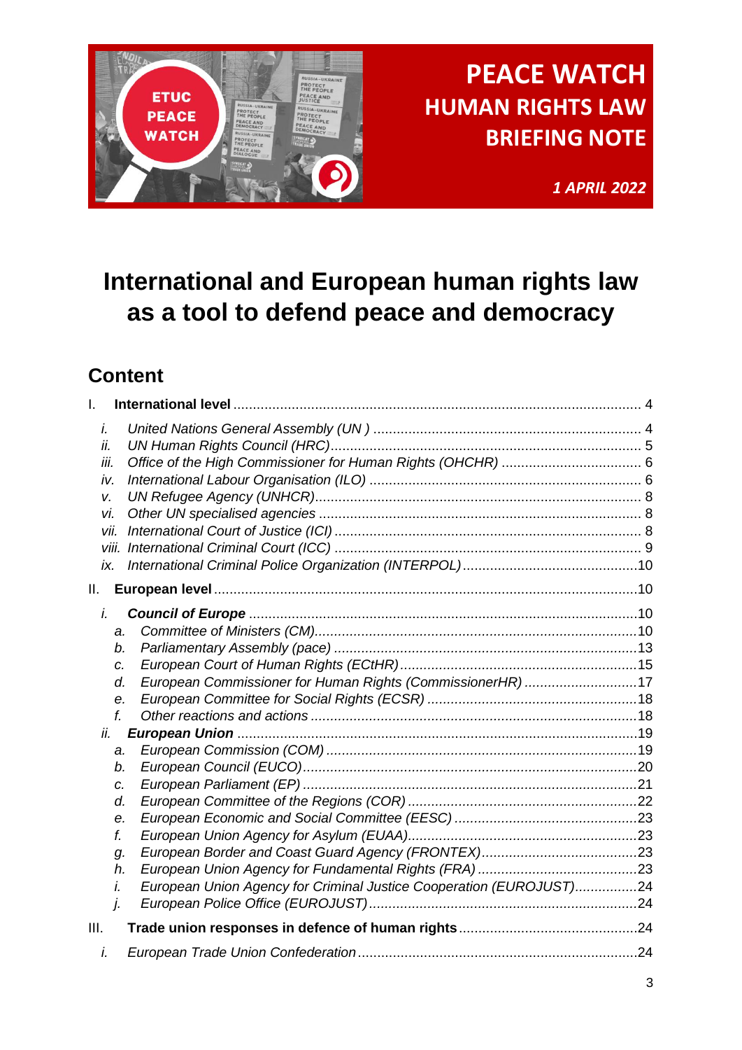**PEACE WATCH**
**HUMAN RIGHTS LAW BRIEFING NOTE**

*1 APRIL 2022*

# International and European human rights law as a tool to defend peace and democracy

## Content

- I. **International level** ..... 4
  - *i. United Nations General Assembly (UN )* ..... 4
  - *ii. UN Human Rights Council (HRC)* ..... 5
  - *iii. Office of the High Commissioner for Human Rights (OHCHR)* ..... 6
  - *iv. International Labour Organisation (ILO)* ..... 6
  - *v. UN Refugee Agency (UNHCR)* ..... 8
  - *vi. Other UN specialised agencies* ..... 8
  - *vii. International Court of Justice (ICI)* ..... 8
  - *viii. International Criminal Court (ICC)* ..... 9
  - *ix. International Criminal Police Organization (INTERPOL)* ..... 10
- II. **European level** ..... 10
  - ***i. Council of Europe*** ..... 10
    - *a. Committee of Ministers (CM)* ..... 10
    - *b. Parliamentary Assembly (pace)* ..... 13
    - *c. European Court of Human Rights (ECtHR)* ..... 15
    - *d. European Commissioner for Human Rights (CommissionerHR)* ..... 17
    - *e. European Committee for Social Rights (ECSR)* ..... 18
    - *f. Other reactions and actions* ..... 18
  - ***ii. European Union*** ..... 19
    - *a. European Commission (COM)* ..... 19
    - *b. European Council (EUCO)* ..... 20
    - *c. European Parliament (EP)* ..... 21
    - *d. European Committe of the Regions (COR)* ..... 22
    - *e. European Economic and Social Committee (EESC)* ..... 23
    - *f. European Union Agency for Asylum (EUAA)* ..... 23
    - *g. European Border and Coast Guard Agency (FRONTEX)* ..... 23
    - *h. European Union Agency for Fundamental Rights (FRA)* ..... 23
    - *i. European Union Agency for Criminal Justice Cooperation (EUROJUST)* ..... 24
    - *j. European Police Office (EUROJUST)* ..... 24
- III. **Trade union responses in defence of human rights** ..... 24
  - *i. European Trade Union Confederation* ..... 24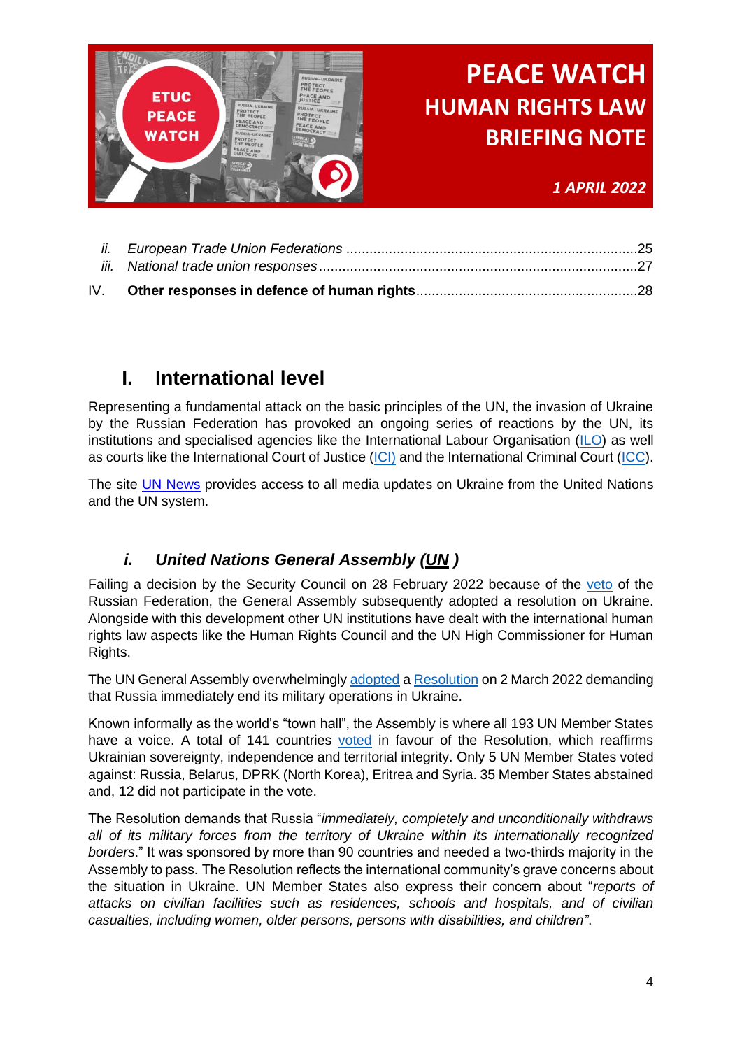| | | |
|---|---|---|
| ii. | *European Trade Union Federations* | 25 |
| iii. | *National trade union responses* | 27 |
| IV. | **Other responses in defence of human rights** | 28 |

# I. International level

Representing a fundamental attack on the basic principles of the UN, the invasion of Ukraine by the Russian Federation has provoked an ongoing series of reactions by the UN, its institutions and specialised agencies like the International Labour Organisation (ILO) as well as courts like the International Court of Justice (ICJ) and the International Criminal Court (ICC).

The site UN News provides access to all media updates on Ukraine from the United Nations and the UN system.

## *i. United Nations General Assembly (UN)*

Failing a decision by the Security Council on 28 February 2022 because of the veto of the Russian Federation, the General Assembly subsequently adopted a resolution on Ukraine. Alongside with this development other UN institutions have dealt with the international human rights law aspects like the Human Rights Council and the UN High Commissioner for Human Rights.

The UN General Assembly overwhelmingly adopted a Resolution on 2 March 2022 demanding that Russia immediately end its military operations in Ukraine.

Known informally as the world's "town hall", the Assembly is where all 193 UN Member States have a voice. A total of 141 countries voted in favour of the Resolution, which reaffirms Ukrainian sovereignty, independence and territorial integrity. Only 5 UN Member States voted against: Russia, Belarus, DPRK (North Korea), Eritrea and Syria. 35 Member States abstained and, 12 did not participate in the vote.

The Resolution demands that Russia "*immediately, completely and unconditionally withdraws all of its military forces from the territory of Ukraine within its internationally recognized borders*." It was sponsored by more than 90 countries and needed a two-thirds majority in the Assembly to pass. The Resolution reflects the international community's grave concerns about the situation in Ukraine. UN Member States also express their concern about "*reports of attacks on civilian facilities such as residences, schools and hospitals, and of civilian casualties, including women, older persons, persons with disabilities, and children"*.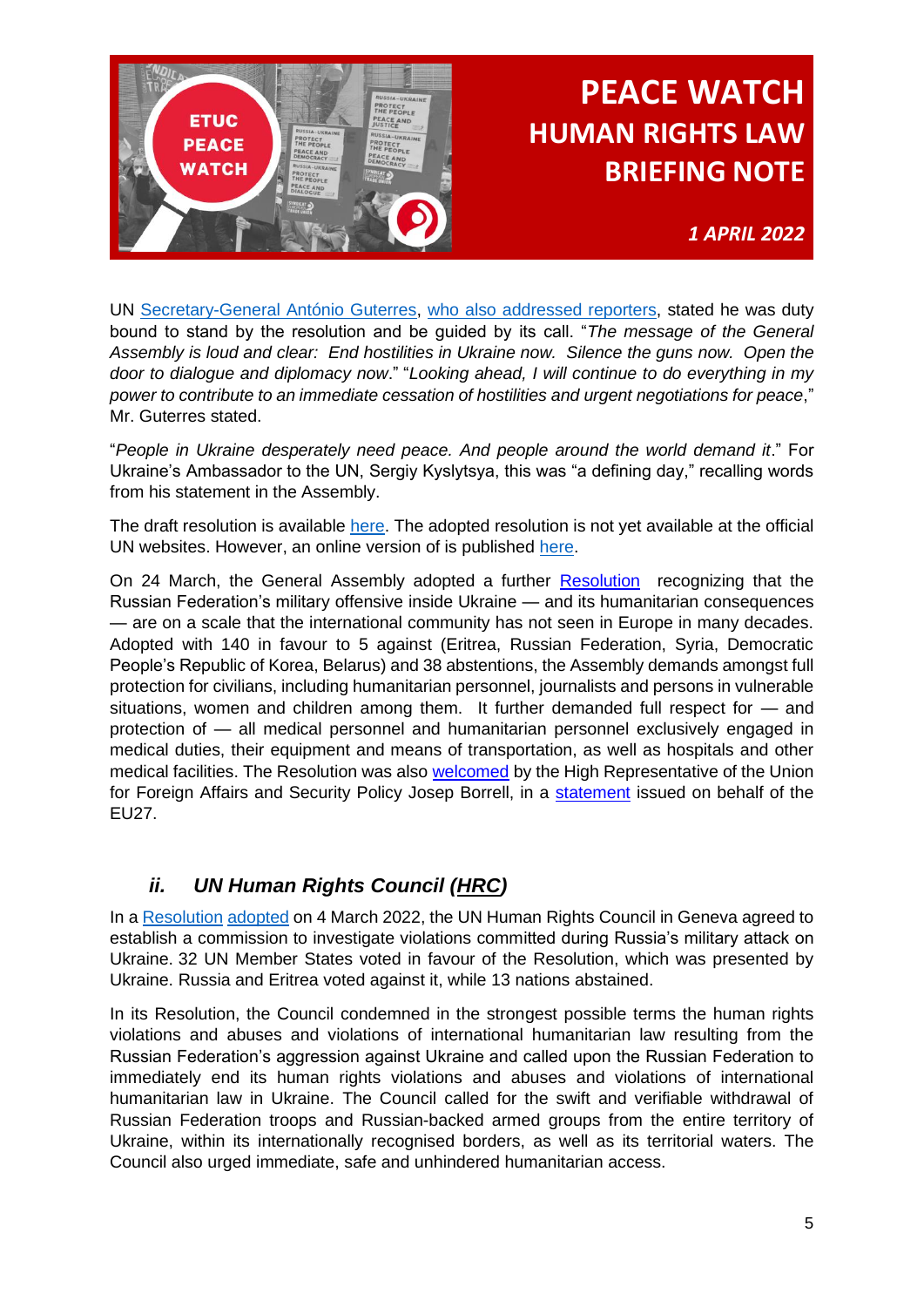UN Secretary-General António Guterres, who also addressed reporters, stated he was duty bound to stand by the resolution and be guided by its call. "*The message of the General Assembly is loud and clear: End hostilities in Ukraine now. Silence the guns now. Open the door to dialogue and diplomacy now*." "*Looking ahead, I will continue to do everything in my power to contribute to an immediate cessation of hostilities and urgent negotiations for peace*," Mr. Guterres stated.

"*People in Ukraine desperately need peace. And people around the world demand it*." For Ukraine's Ambassador to the UN, Sergiy Kyslytsya, this was "a defining day," recalling words from his statement in the Assembly.

The draft resolution is available here. The adopted resolution is not yet available at the official UN websites. However, an online version of is published here.

On 24 March, the General Assembly adopted a further Resolution recognizing that the Russian Federation's military offensive inside Ukraine — and its humanitarian consequences — are on a scale that the international community has not seen in Europe in many decades. Adopted with 140 in favour to 5 against (Eritrea, Russian Federation, Syria, Democratic People's Republic of Korea, Belarus) and 38 abstentions, the Assembly demands amongst full protection for civilians, including humanitarian personnel, journalists and persons in vulnerable situations, women and children among them. It further demanded full respect for — and protection of — all medical personnel and humanitarian personnel exclusively engaged in medical duties, their equipment and means of transportation, as well as hospitals and other medical facilities. The Resolution was also welcomed by the High Representative of the Union for Foreign Affairs and Security Policy Josep Borrell, in a statement issued on behalf of the EU27.

### *ii. UN Human Rights Council (HRC)*

In a Resolution adopted on 4 March 2022, the UN Human Rights Council in Geneva agreed to establish a commission to investigate violations committed during Russia's military attack on Ukraine. 32 UN Member States voted in favour of the Resolution, which was presented by Ukraine. Russia and Eritrea voted against it, while 13 nations abstained.

In its Resolution, the Council condemned in the strongest possible terms the human rights violations and abuses and violations of international humanitarian law resulting from the Russian Federation's aggression against Ukraine and called upon the Russian Federation to immediately end its human rights violations and abuses and violations of international humanitarian law in Ukraine. The Council called for the swift and verifiable withdrawal of Russian Federation troops and Russian-backed armed groups from the entire territory of Ukraine, within its internationally recognised borders, as well as its territorial waters. The Council also urged immediate, safe and unhindered humanitarian access.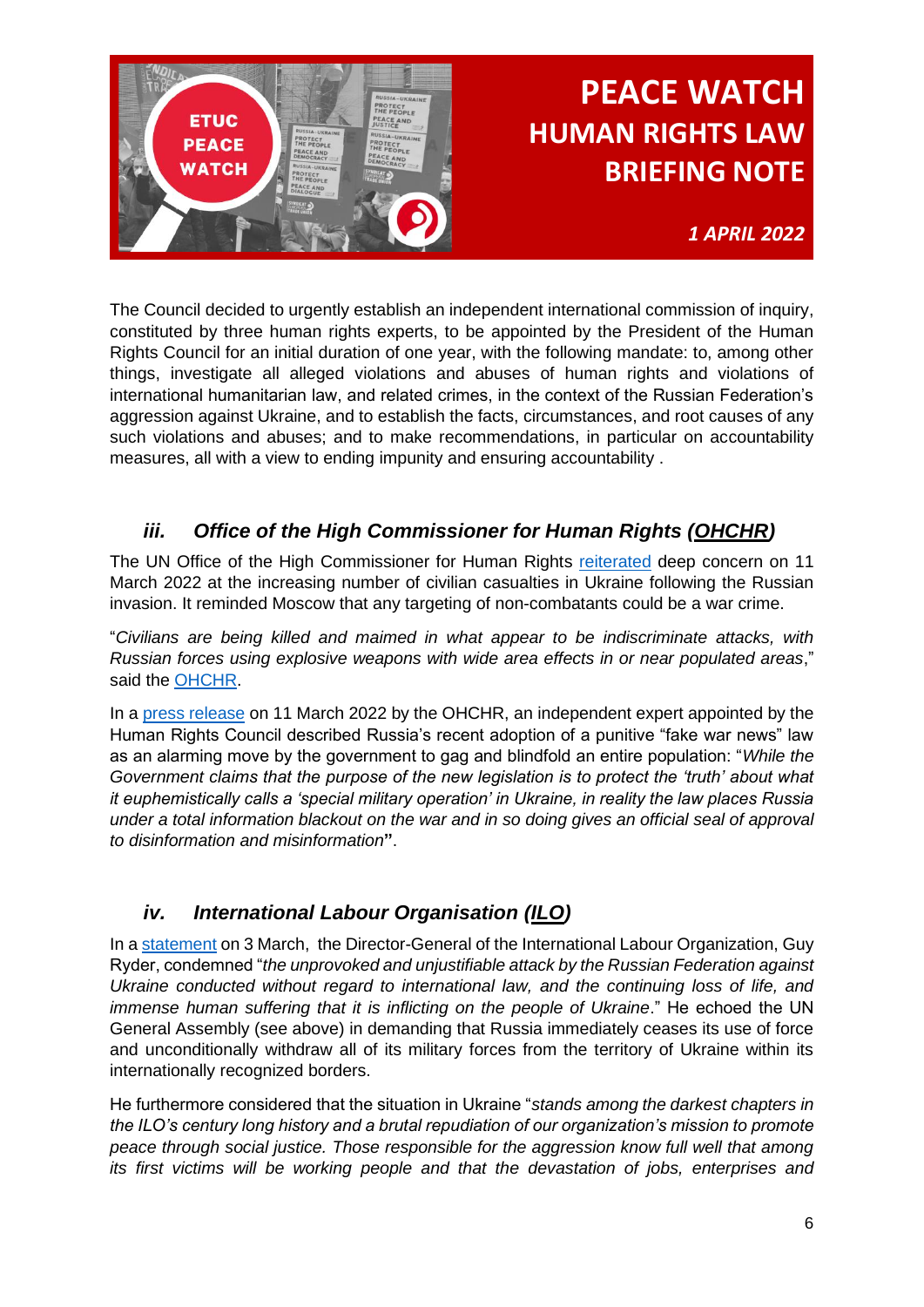The Council decided to urgently establish an independent international commission of inquiry, constituted by three human rights experts, to be appointed by the President of the Human Rights Council for an initial duration of one year, with the following mandate: to, among other things, investigate all alleged violations and abuses of human rights and violations of international humanitarian law, and related crimes, in the context of the Russian Federation's aggression against Ukraine, and to establish the facts, circumstances, and root causes of any such violations and abuses; and to make recommendations, in particular on accountability measures, all with a view to ending impunity and ensuring accountability .

### *iii. Office of the High Commissioner for Human Rights (OHCHR)*

The UN Office of the High Commissioner for Human Rights reiterated deep concern on 11 March 2022 at the increasing number of civilian casualties in Ukraine following the Russian invasion. It reminded Moscow that any targeting of non-combatants could be a war crime.

"*Civilians are being killed and maimed in what appear to be indiscriminate attacks, with Russian forces using explosive weapons with wide area effects in or near populated areas*," said the OHCHR.

In a press release on 11 March 2022 by the OHCHR, an independent expert appointed by the Human Rights Council described Russia's recent adoption of a punitive "fake war news" law as an alarming move by the government to gag and blindfold an entire population: "*While the Government claims that the purpose of the new legislation is to protect the 'truth' about what it euphemistically calls a 'special military operation' in Ukraine, in reality the law places Russia under a total information blackout on the war and in so doing gives an official seal of approval to disinformation and misinformation*".

### *iv. International Labour Organisation (ILO)*

In a statement on 3 March, the Director-General of the International Labour Organization, Guy Ryder, condemned "*the unprovoked and unjustifiable attack by the Russian Federation against Ukraine conducted without regard to international law, and the continuing loss of life, and immense human suffering that it is inflicting on the people of Ukraine*." He echoed the UN General Assembly (see above) in demanding that Russia immediately ceases its use of force and unconditionally withdraw all of its military forces from the territory of Ukraine within its internationally recognized borders.

He furthermore considered that the situation in Ukraine "*stands among the darkest chapters in the ILO's century long history and a brutal repudiation of our organization's mission to promote peace through social justice. Those responsible for the aggression know full well that among its first victims will be working people and that the devastation of jobs, enterprises and*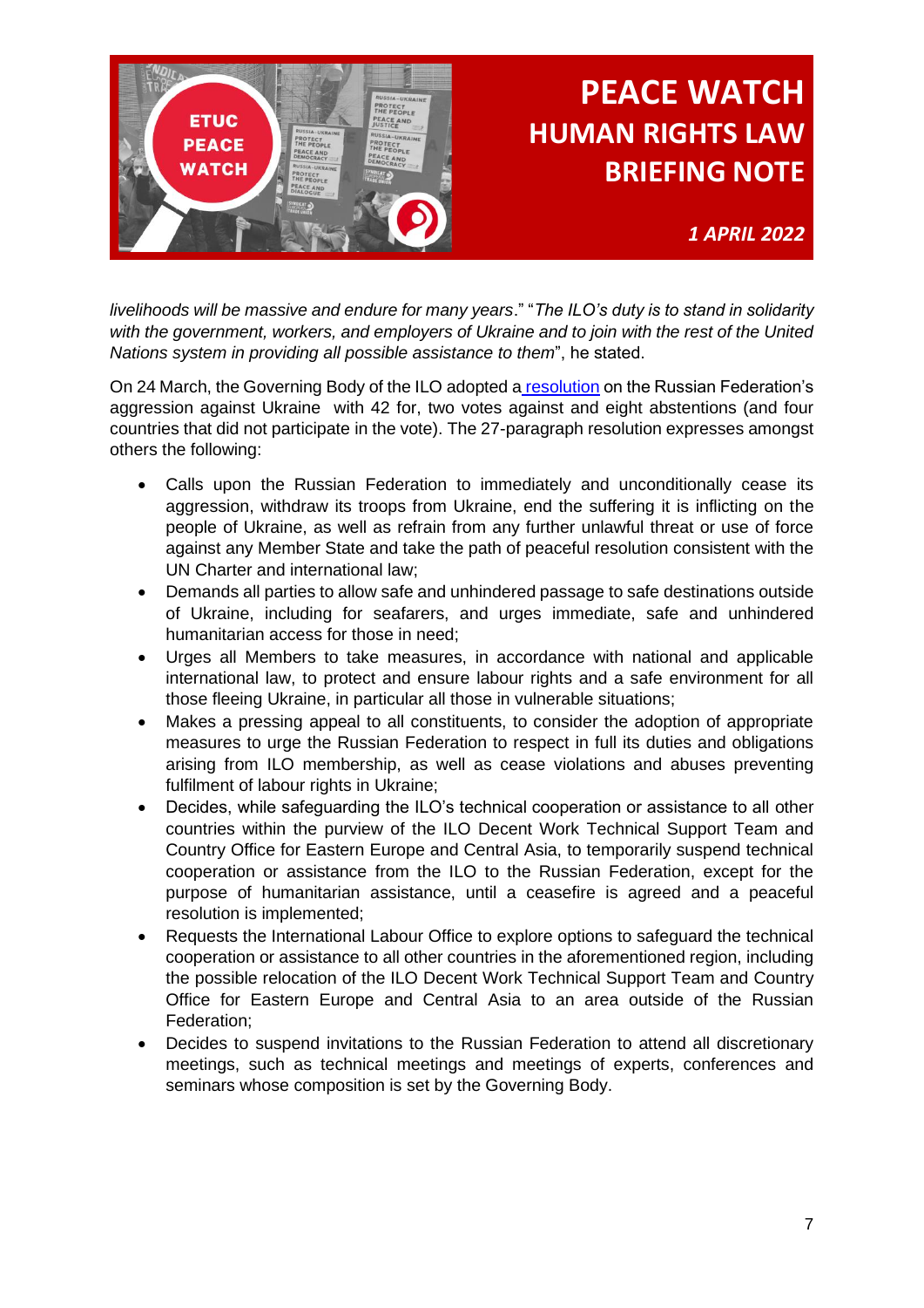*livelihoods will be massive and endure for many years*." "*The ILO's duty is to stand in solidarity with the government, workers, and employers of Ukraine and to join with the rest of the United Nations system in providing all possible assistance to them*", he stated.

On 24 March, the Governing Body of the ILO adopted a resolution on the Russian Federation's aggression against Ukraine with 42 for, two votes against and eight abstentions (and four countries that did not participate in the vote). The 27-paragraph resolution expresses amongst others the following:

- Calls upon the Russian Federation to immediately and unconditionally cease its aggression, withdraw its troops from Ukraine, end the suffering it is inflicting on the people of Ukraine, as well as refrain from any further unlawful threat or use of force against any Member State and take the path of peaceful resolution consistent with the UN Charter and international law;
- Demands all parties to allow safe and unhindered passage to safe destinations outside of Ukraine, including for seafarers, and urges immediate, safe and unhindered humanitarian access for those in need;
- Urges all Members to take measures, in accordance with national and applicable international law, to protect and ensure labour rights and a safe environment for all those fleeing Ukraine, in particular all those in vulnerable situations;
- Makes a pressing appeal to all constituents, to consider the adoption of appropriate measures to urge the Russian Federation to respect in full its duties and obligations arising from ILO membership, as well as cease violations and abuses preventing fulfilment of labour rights in Ukraine;
- Decides, while safeguarding the ILO's technical cooperation or assistance to all other countries within the purview of the ILO Decent Work Technical Support Team and Country Office for Eastern Europe and Central Asia, to temporarily suspend technical cooperation or assistance from the ILO to the Russian Federation, except for the purpose of humanitarian assistance, until a ceasefire is agreed and a peaceful resolution is implemented;
- Requests the International Labour Office to explore options to safeguard the technical cooperation or assistance to all other countries in the aforementioned region, including the possible relocation of the ILO Decent Work Technical Support Team and Country Office for Eastern Europe and Central Asia to an area outside of the Russian Federation;
- Decides to suspend invitations to the Russian Federation to attend all discretionary meetings, such as technical meetings and meetings of experts, conferences and seminars whose composition is set by the Governing Body.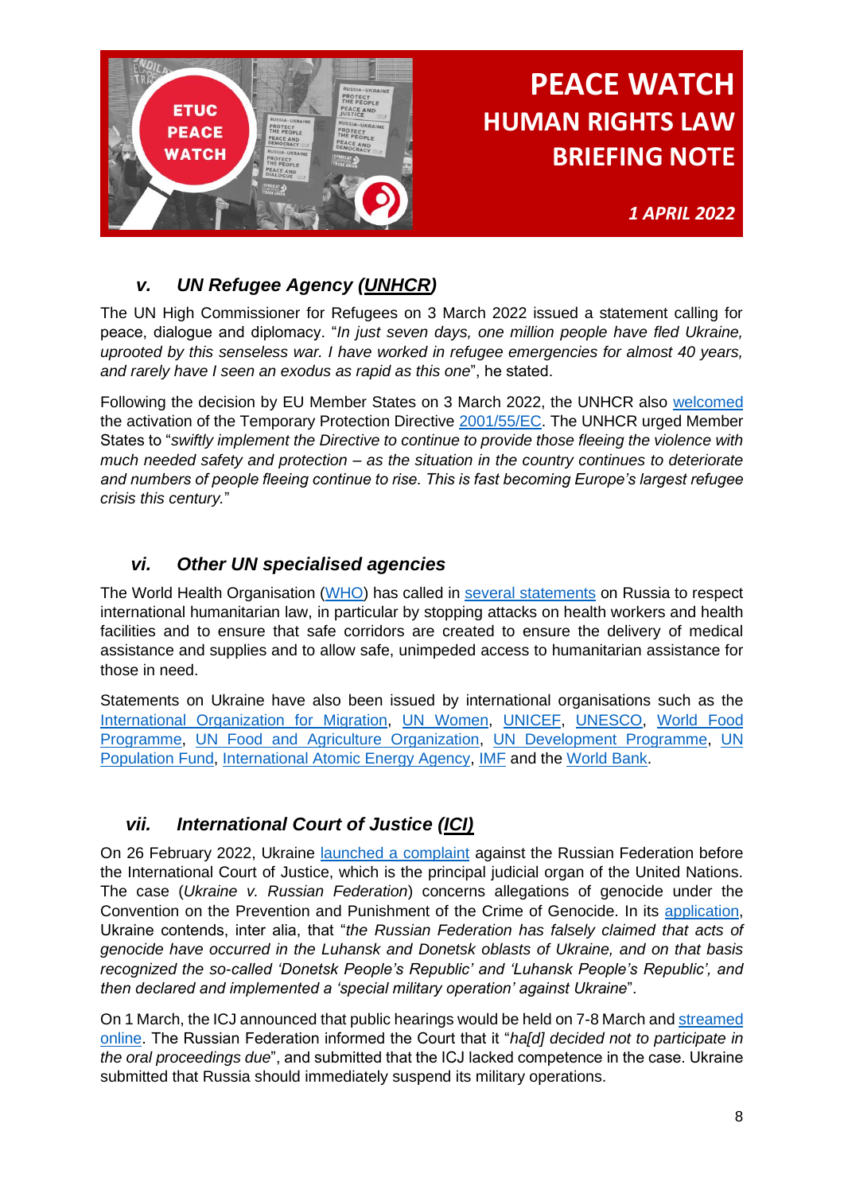### v. UN Refugee Agency (UNHCR)

The UN High Commissioner for Refugees on 3 March 2022 issued a statement calling for peace, dialogue and diplomacy. "*In just seven days, one million people have fled Ukraine, uprooted by this senseless war. I have worked in refugee emergencies for almost 40 years, and rarely have I seen an exodus as rapid as this one*", he stated.

Following the decision by EU Member States on 3 March 2022, the UNHCR also welcomed the activation of the Temporary Protection Directive 2001/55/EC. The UNHCR urged Member States to "*swiftly implement the Directive to continue to provide those fleeing the violence with much needed safety and protection – as the situation in the country continues to deteriorate and numbers of people fleeing continue to rise. This is fast becoming Europe's largest refugee crisis this century.*"

### vi. Other UN specialised agencies

The World Health Organisation (WHO) has called in several statements on Russia to respect international humanitarian law, in particular by stopping attacks on health workers and health facilities and to ensure that safe corridors are created to ensure the delivery of medical assistance and supplies and to allow safe, unimpeded access to humanitarian assistance for those in need.

Statements on Ukraine have also been issued by international organisations such as the International Organization for Migration, UN Women, UNICEF, UNESCO, World Food Programme, UN Food and Agriculture Organization, UN Development Programme, UN Population Fund, International Atomic Energy Agency, IMF and the World Bank.

### vii. International Court of Justice (ICJ)

On 26 February 2022, Ukraine launched a complaint against the Russian Federation before the International Court of Justice, which is the principal judicial organ of the United Nations. The case (*Ukraine v. Russian Federation*) concerns allegations of genocide under the Convention on the Prevention and Punishment of the Crime of Genocide. In its application, Ukraine contends, inter alia, that "*the Russian Federation has falsely claimed that acts of genocide have occurred in the Luhansk and Donetsk oblasts of Ukraine, and on that basis recognized the so-called 'Donetsk People's Republic' and 'Luhansk People's Republic', and then declared and implemented a 'special military operation' against Ukraine*".

On 1 March, the ICJ announced that public hearings would be held on 7-8 March and streamed online. The Russian Federation informed the Court that it "*ha[d] decided not to participate in the oral proceedings due*", and submitted that the ICJ lacked competence in the case. Ukraine submitted that Russia should immediately suspend its military operations.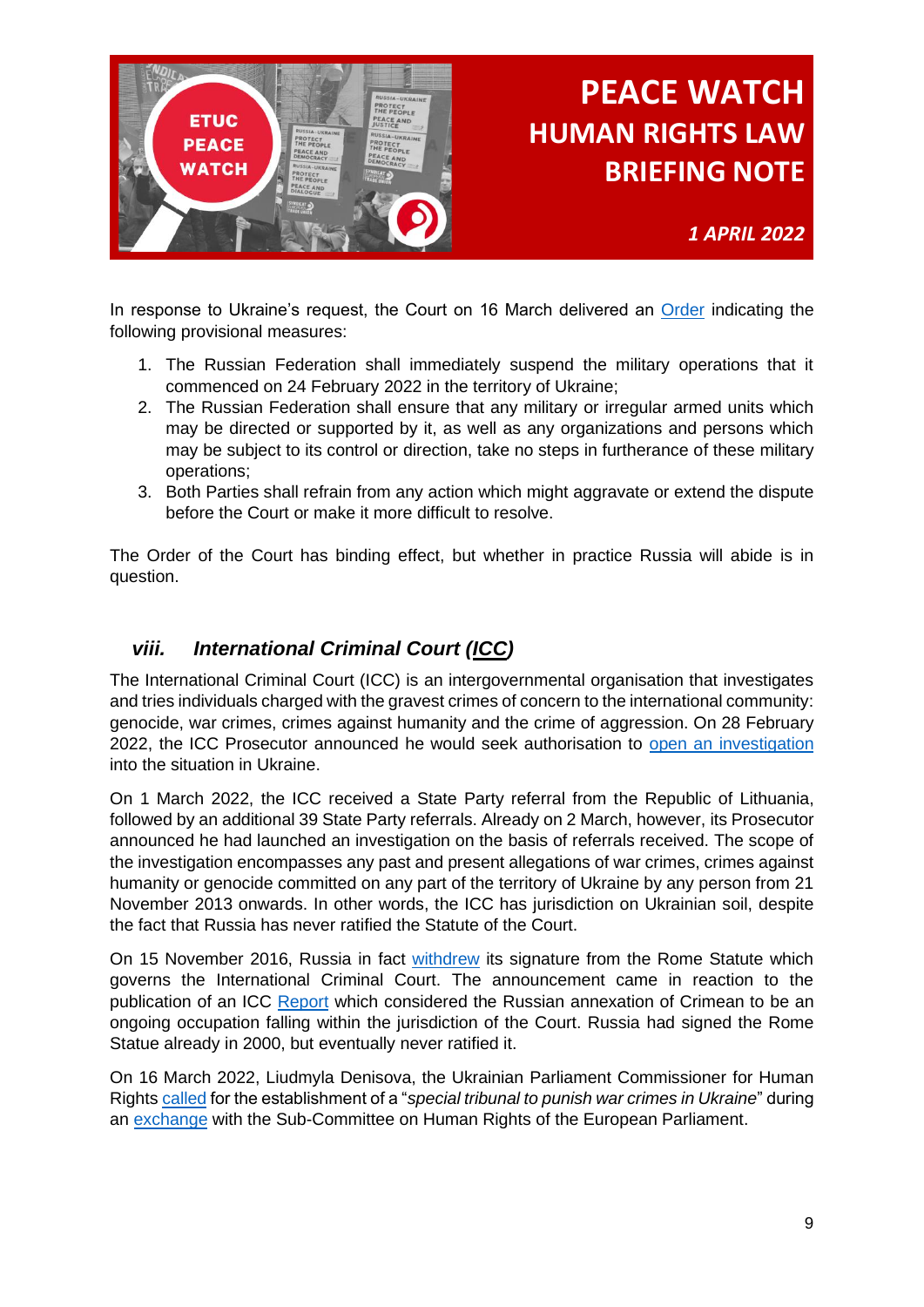In response to Ukraine's request, the Court on 16 March delivered an Order indicating the following provisional measures:

1. The Russian Federation shall immediately suspend the military operations that it commenced on 24 February 2022 in the territory of Ukraine;
2. The Russian Federation shall ensure that any military or irregular armed units which may be directed or supported by it, as well as any organizations and persons which may be subject to its control or direction, take no steps in furtherance of these military operations;
3. Both Parties shall refrain from any action which might aggravate or extend the dispute before the Court or make it more difficult to resolve.

The Order of the Court has binding effect, but whether in practice Russia will abide is in question.

## *viii. International Criminal Court (ICC)*

The International Criminal Court (ICC) is an intergovernmental organisation that investigates and tries individuals charged with the gravest crimes of concern to the international community: genocide, war crimes, crimes against humanity and the crime of aggression. On 28 February 2022, the ICC Prosecutor announced he would seek authorisation to open an investigation into the situation in Ukraine.

On 1 March 2022, the ICC received a State Party referral from the Republic of Lithuania, followed by an additional 39 State Party referrals. Already on 2 March, however, its Prosecutor announced he had launched an investigation on the basis of referrals received. The scope of the investigation encompasses any past and present allegations of war crimes, crimes against humanity or genocide committed on any part of the territory of Ukraine by any person from 21 November 2013 onwards. In other words, the ICC has jurisdiction on Ukrainian soil, despite the fact that Russia has never ratified the Statute of the Court.

On 15 November 2016, Russia in fact withdrew its signature from the Rome Statute which governs the International Criminal Court. The announcement came in reaction to the publication of an ICC Report which considered the Russian annexation of Crimean to be an ongoing occupation falling within the jurisdiction of the Court. Russia had signed the Rome Statue already in 2000, but eventually never ratified it.

On 16 March 2022, Liudmyla Denisova, the Ukrainian Parliament Commissioner for Human Rights called for the establishment of a "*special tribunal to punish war crimes in Ukraine*" during an exchange with the Sub-Committee on Human Rights of the European Parliament.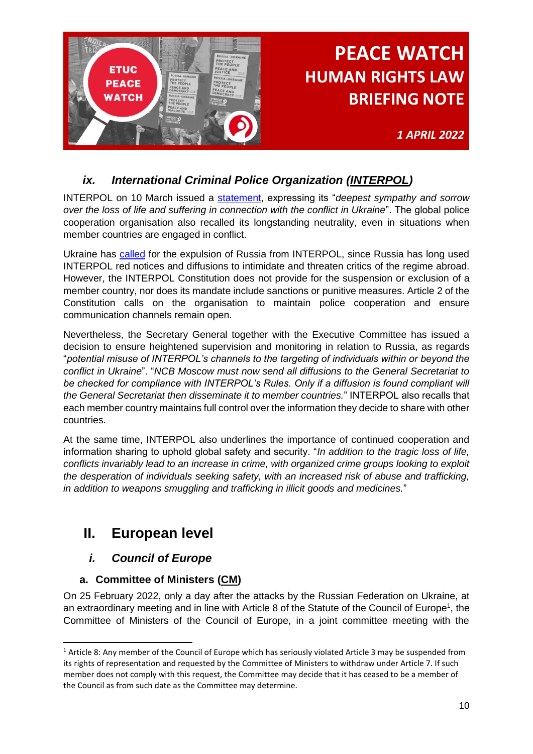### *ix. International Criminal Police Organization (INTERPOL)*

INTERPOL on 10 March issued a statement, expressing its "*deepest sympathy and sorrow over the loss of life and suffering in connection with the conflict in Ukraine*". The global police cooperation organisation also recalled its longstanding neutrality, even in situations when member countries are engaged in conflict.

Ukraine has called for the expulsion of Russia from INTERPOL, since Russia has long used INTERPOL red notices and diffusions to intimidate and threaten critics of the regime abroad. However, the INTERPOL Constitution does not provide for the suspension or exclusion of a member country, nor does its mandate include sanctions or punitive measures. Article 2 of the Constitution calls on the organisation to maintain police cooperation and ensure communication channels remain open.

Nevertheless, the Secretary General together with the Executive Committee has issued a decision to ensure heightened supervision and monitoring in relation to Russia, as regards "*potential misuse of INTERPOL's channels to the targeting of individuals within or beyond the conflict in Ukraine*". "*NCB Moscow must now send all diffusions to the General Secretariat to be checked for compliance with INTERPOL's Rules. Only if a diffusion is found compliant will the General Secretariat then disseminate it to member countries.*" INTERPOL also recalls that each member country maintains full control over the information they decide to share with other countries.

At the same time, INTERPOL also underlines the importance of continued cooperation and information sharing to uphold global safety and security. "*In addition to the tragic loss of life, conflicts invariably lead to an increase in crime, with organized crime groups looking to exploit the desperation of individuals seeking safety, with an increased risk of abuse and trafficking, in addition to weapons smuggling and trafficking in illicit goods and medicines.*"

## II. European level

### *i. Council of Europe*

#### a. Committee of Ministers (CM)

On 25 February 2022, only a day after the attacks by the Russian Federation on Ukraine, at an extraordinary meeting and in line with Article 8 of the Statute of the Council of Europe[1], the Committee of Ministers of the Council of Europe, in a joint committee meeting with the

[1] Article 8: Any member of the Council of Europe which has seriously violated Article 3 may be suspended from its rights of representation and requested by the Committee of Ministers to withdraw under Article 7. If such member does not comply with this request, the Committee may decide that it has ceased to be a member of the Council as from such date as the Committee may determine.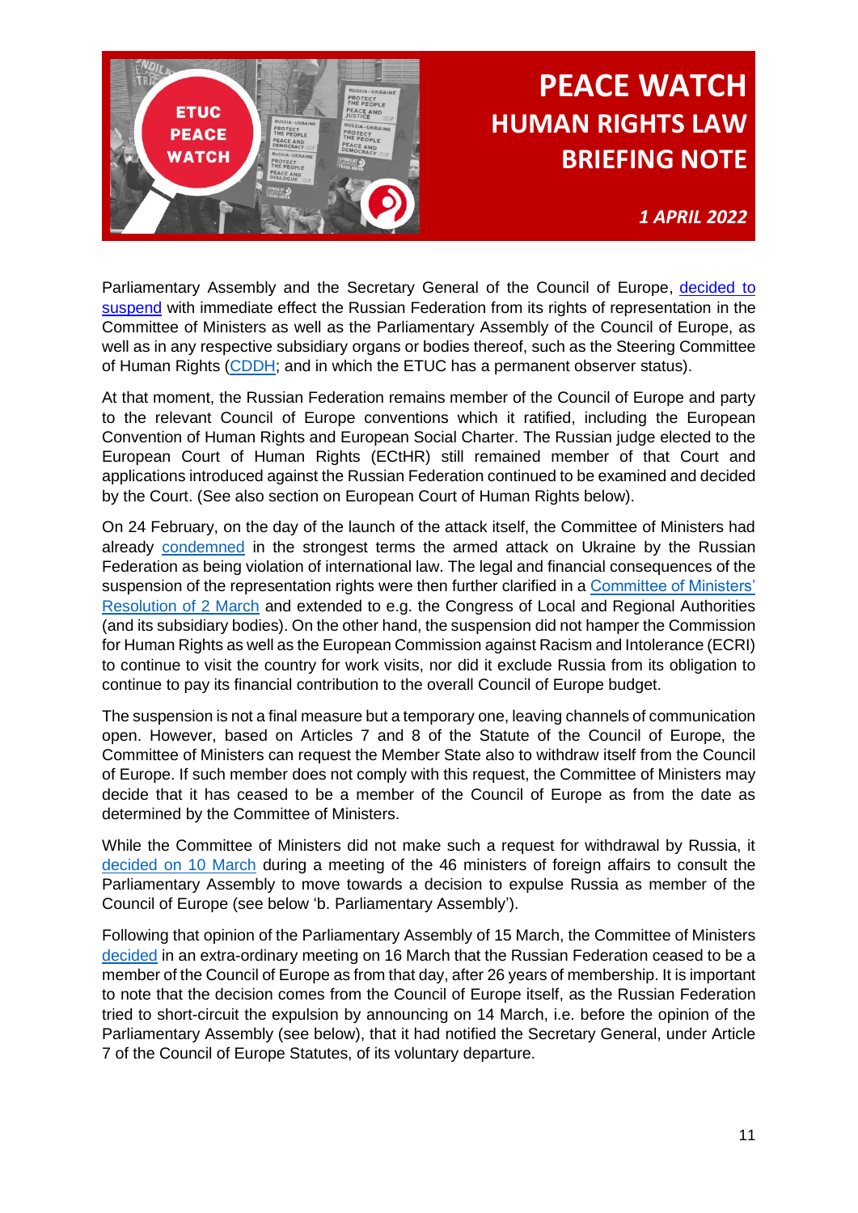Parliamentary Assembly and the Secretary General of the Council of Europe, decided to suspend with immediate effect the Russian Federation from its rights of representation in the Committee of Ministers as well as the Parliamentary Assembly of the Council of Europe, as well as in any respective subsidiary organs or bodies thereof, such as the Steering Committee of Human Rights (CDDH; and in which the ETUC has a permanent observer status).

At that moment, the Russian Federation remains member of the Council of Europe and party to the relevant Council of Europe conventions which it ratified, including the European Convention of Human Rights and European Social Charter. The Russian judge elected to the European Court of Human Rights (ECtHR) still remained member of that Court and applications introduced against the Russian Federation continued to be examined and decided by the Court. (See also section on European Court of Human Rights below).

On 24 February, on the day of the launch of the attack itself, the Committee of Ministers had already condemned in the strongest terms the armed attack on Ukraine by the Russian Federation as being violation of international law. The legal and financial consequences of the suspension of the representation rights were then further clarified in a Committee of Ministers' Resolution of 2 March and extended to e.g. the Congress of Local and Regional Authorities (and its subsidiary bodies). On the other hand, the suspension did not hamper the Commission for Human Rights as well as the European Commission against Racism and Intolerance (ECRI) to continue to visit the country for work visits, nor did it exclude Russia from its obligation to continue to pay its financial contribution to the overall Council of Europe budget.

The suspension is not a final measure but a temporary one, leaving channels of communication open. However, based on Articles 7 and 8 of the Statute of the Council of Europe, the Committee of Ministers can request the Member State also to withdraw itself from the Council of Europe. If such member does not comply with this request, the Committee of Ministers may decide that it has ceased to be a member of the Council of Europe as from the date as determined by the Committee of Ministers.

While the Committee of Ministers did not make such a request for withdrawal by Russia, it decided on 10 March during a meeting of the 46 ministers of foreign affairs to consult the Parliamentary Assembly to move towards a decision to expulse Russia as member of the Council of Europe (see below 'b. Parliamentary Assembly').

Following that opinion of the Parliamentary Assembly of 15 March, the Committee of Ministers decided in an extra-ordinary meeting on 16 March that the Russian Federation ceased to be a member of the Council of Europe as from that day, after 26 years of membership. It is important to note that the decision comes from the Council of Europe itself, as the Russian Federation tried to short-circuit the expulsion by announcing on 14 March, i.e. before the opinion of the Parliamentary Assembly (see below), that it had notified the Secretary General, under Article 7 of the Council of Europe Statutes, of its voluntary departure.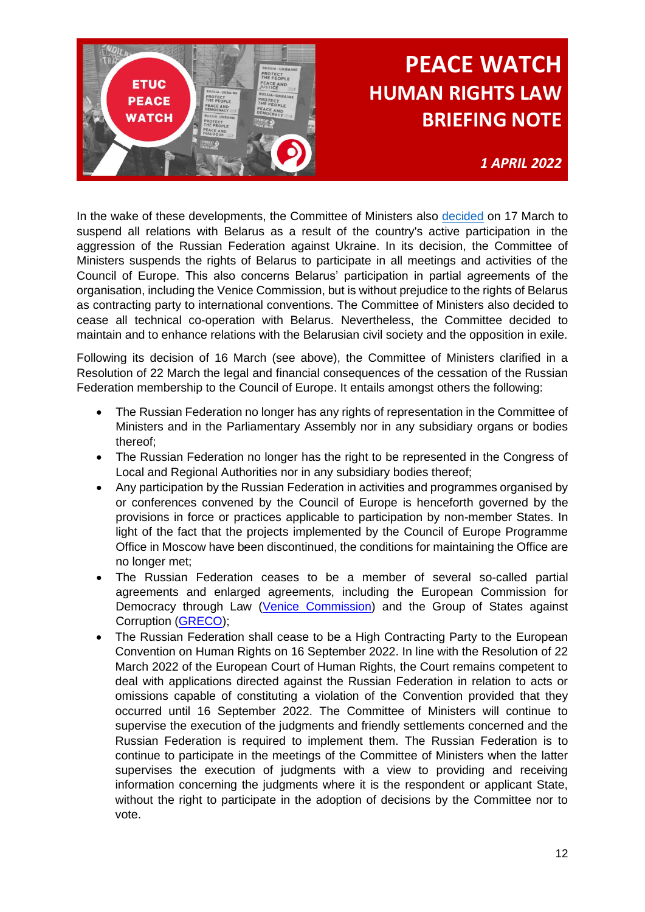In the wake of these developments, the Committee of Ministers also decided on 17 March to suspend all relations with Belarus as a result of the country's active participation in the aggression of the Russian Federation against Ukraine. In its decision, the Committee of Ministers suspends the rights of Belarus to participate in all meetings and activities of the Council of Europe. This also concerns Belarus' participation in partial agreements of the organisation, including the Venice Commission, but is without prejudice to the rights of Belarus as contracting party to international conventions. The Committee of Ministers also decided to cease all technical co-operation with Belarus. Nevertheless, the Committee decided to maintain and to enhance relations with the Belarusian civil society and the opposition in exile.

Following its decision of 16 March (see above), the Committee of Ministers clarified in a Resolution of 22 March the legal and financial consequences of the cessation of the Russian Federation membership to the Council of Europe. It entails amongst others the following:

- The Russian Federation no longer has any rights of representation in the Committee of Ministers and in the Parliamentary Assembly nor in any subsidiary organs or bodies thereof;
- The Russian Federation no longer has the right to be represented in the Congress of Local and Regional Authorities nor in any subsidiary bodies thereof;
- Any participation by the Russian Federation in activities and programmes organised by or conferences convened by the Council of Europe is henceforth governed by the provisions in force or practices applicable to participation by non-member States. In light of the fact that the projects implemented by the Council of Europe Programme Office in Moscow have been discontinued, the conditions for maintaining the Office are no longer met;
- The Russian Federation ceases to be a member of several so-called partial agreements and enlarged agreements, including the European Commission for Democracy through Law (Venice Commission) and the Group of States against Corruption (GRECO);
- The Russian Federation shall cease to be a High Contracting Party to the European Convention on Human Rights on 16 September 2022. In line with the Resolution of 22 March 2022 of the European Court of Human Rights, the Court remains competent to deal with applications directed against the Russian Federation in relation to acts or omissions capable of constituting a violation of the Convention provided that they occurred until 16 September 2022. The Committee of Ministers will continue to supervise the execution of the judgments and friendly settlements concerned and the Russian Federation is required to implement them. The Russian Federation is to continue to participate in the meetings of the Committee of Ministers when the latter supervises the execution of judgments with a view to providing and receiving information concerning the judgments where it is the respondent or applicant State, without the right to participate in the adoption of decisions by the Committee nor to vote.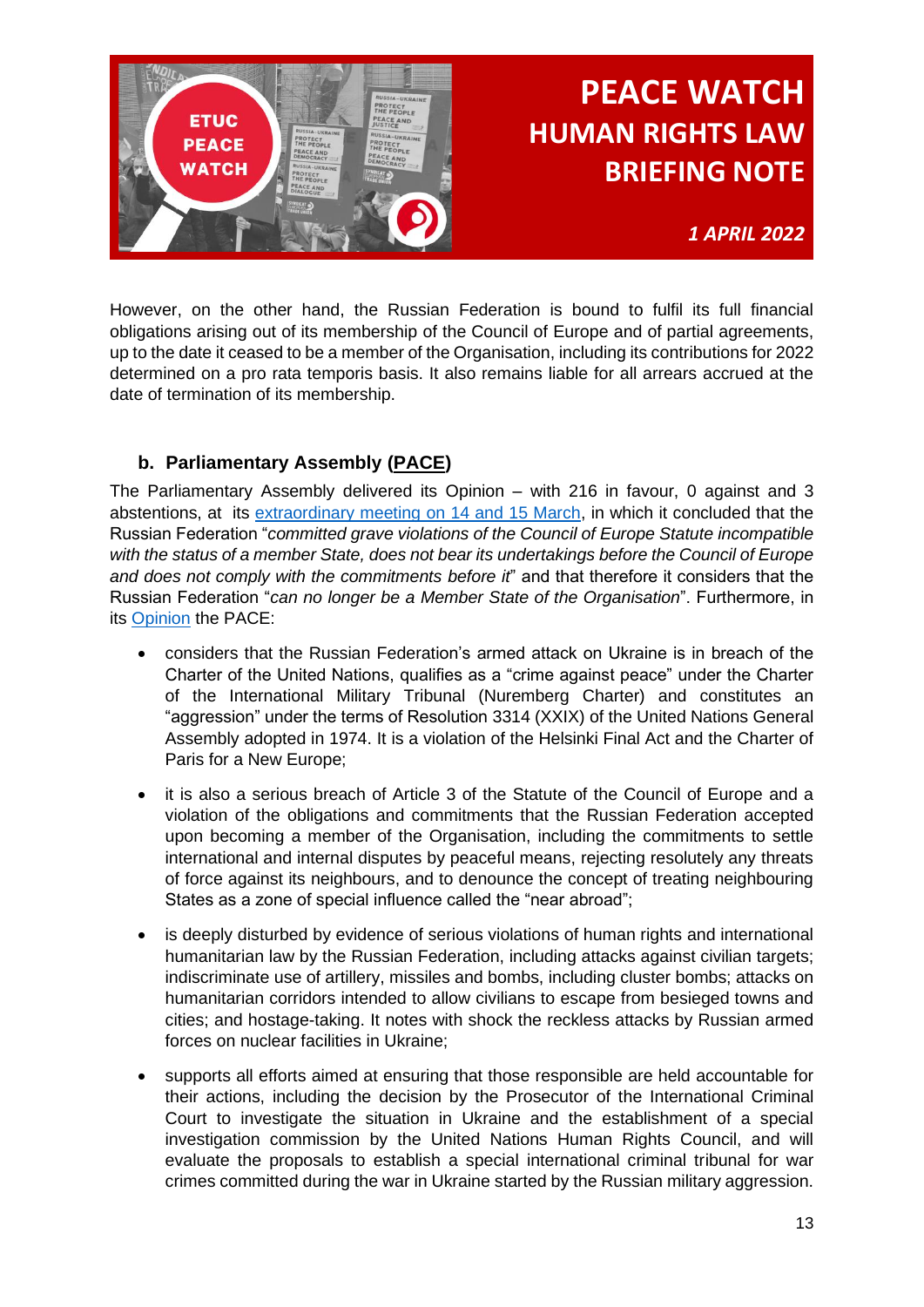However, on the other hand, the Russian Federation is bound to fulfil its full financial obligations arising out of its membership of the Council of Europe and of partial agreements, up to the date it ceased to be a member of the Organisation, including its contributions for 2022 determined on a pro rata temporis basis. It also remains liable for all arrears accrued at the date of termination of its membership.

### b. Parliamentary Assembly (PACE)

The Parliamentary Assembly delivered its Opinion – with 216 in favour, 0 against and 3 abstentions, at its extraordinary meeting on 14 and 15 March, in which it concluded that the Russian Federation "*committed grave violations of the Council of Europe Statute incompatible with the status of a member State, does not bear its undertakings before the Council of Europe and does not comply with the commitments before it*" and that therefore it considers that the Russian Federation "*can no longer be a Member State of the Organisation*". Furthermore, in its Opinion the PACE:

- considers that the Russian Federation's armed attack on Ukraine is in breach of the Charter of the United Nations, qualifies as a "crime against peace" under the Charter of the International Military Tribunal (Nuremberg Charter) and constitutes an "aggression" under the terms of Resolution 3314 (XXIX) of the United Nations General Assembly adopted in 1974. It is a violation of the Helsinki Final Act and the Charter of Paris for a New Europe;
- it is also a serious breach of Article 3 of the Statute of the Council of Europe and a violation of the obligations and commitments that the Russian Federation accepted upon becoming a member of the Organisation, including the commitments to settle international and internal disputes by peaceful means, rejecting resolutely any threats of force against its neighbours, and to denounce the concept of treating neighbouring States as a zone of special influence called the "near abroad";
- is deeply disturbed by evidence of serious violations of human rights and international humanitarian law by the Russian Federation, including attacks against civilian targets; indiscriminate use of artillery, missiles and bombs, including cluster bombs; attacks on humanitarian corridors intended to allow civilians to escape from besieged towns and cities; and hostage-taking. It notes with shock the reckless attacks by Russian armed forces on nuclear facilities in Ukraine;
- supports all efforts aimed at ensuring that those responsible are held accountable for their actions, including the decision by the Prosecutor of the International Criminal Court to investigate the situation in Ukraine and the establishment of a special investigation commission by the United Nations Human Rights Council, and will evaluate the proposals to establish a special international criminal tribunal for war crimes committed during the war in Ukraine started by the Russian military aggression.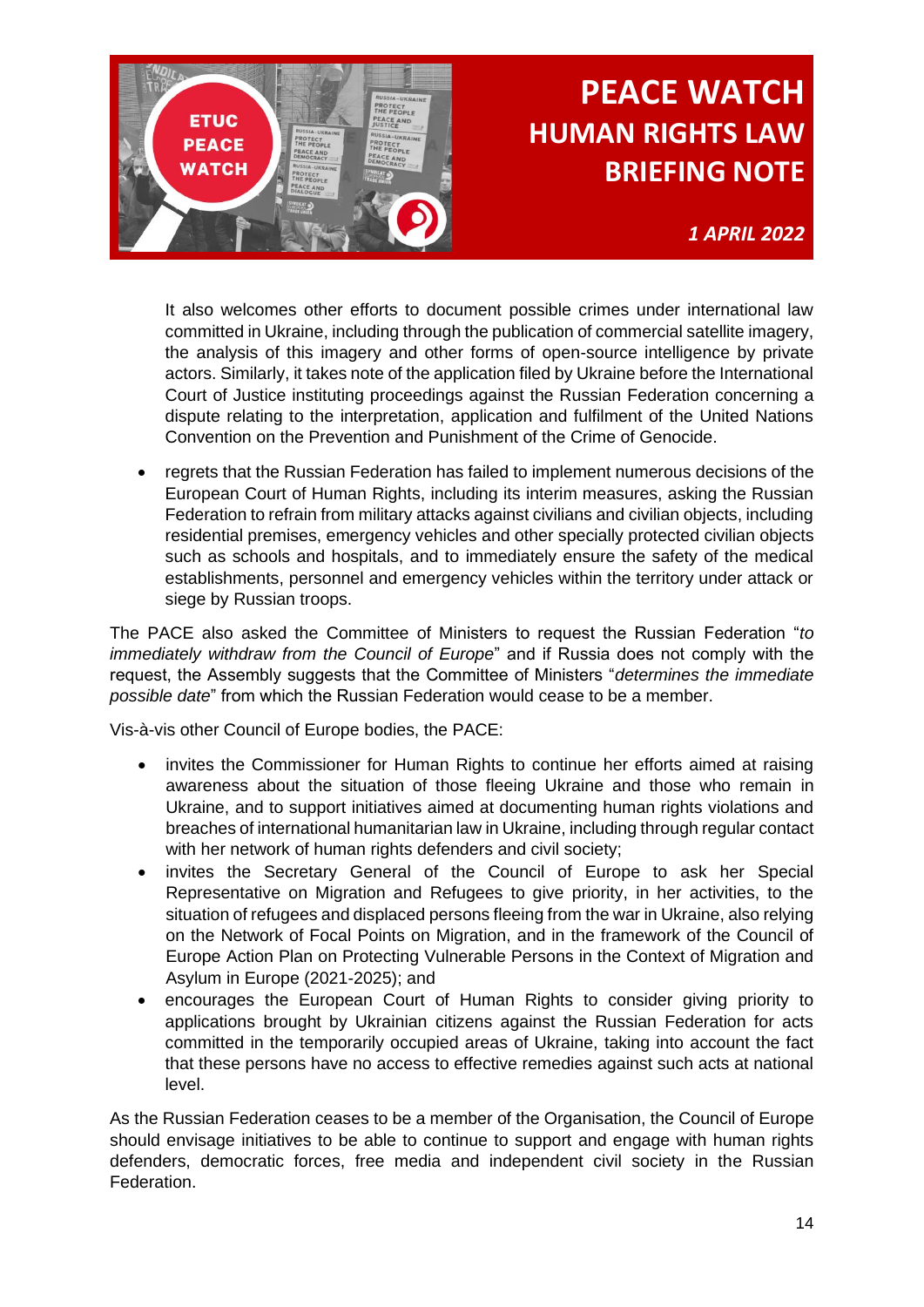It also welcomes other efforts to document possible crimes under international law committed in Ukraine, including through the publication of commercial satellite imagery, the analysis of this imagery and other forms of open-source intelligence by private actors. Similarly, it takes note of the application filed by Ukraine before the International Court of Justice instituting proceedings against the Russian Federation concerning a dispute relating to the interpretation, application and fulfilment of the United Nations Convention on the Prevention and Punishment of the Crime of Genocide.

- regrets that the Russian Federation has failed to implement numerous decisions of the European Court of Human Rights, including its interim measures, asking the Russian Federation to refrain from military attacks against civilians and civilian objects, including residential premises, emergency vehicles and other specially protected civilian objects such as schools and hospitals, and to immediately ensure the safety of the medical establishments, personnel and emergency vehicles within the territory under attack or siege by Russian troops.

The PACE also asked the Committee of Ministers to request the Russian Federation "*to immediately withdraw from the Council of Europe*" and if Russia does not comply with the request, the Assembly suggests that the Committee of Ministers "*determines the immediate possible date*" from which the Russian Federation would cease to be a member.

Vis-à-vis other Council of Europe bodies, the PACE:

- invites the Commissioner for Human Rights to continue her efforts aimed at raising awareness about the situation of those fleeing Ukraine and those who remain in Ukraine, and to support initiatives aimed at documenting human rights violations and breaches of international humanitarian law in Ukraine, including through regular contact with her network of human rights defenders and civil society;
- invites the Secretary General of the Council of Europe to ask her Special Representative on Migration and Refugees to give priority, in her activities, to the situation of refugees and displaced persons fleeing from the war in Ukraine, also relying on the Network of Focal Points on Migration, and in the framework of the Council of Europe Action Plan on Protecting Vulnerable Persons in the Context of Migration and Asylum in Europe (2021-2025); and
- encourages the European Court of Human Rights to consider giving priority to applications brought by Ukrainian citizens against the Russian Federation for acts committed in the temporarily occupied areas of Ukraine, taking into account the fact that these persons have no access to effective remedies against such acts at national level.

As the Russian Federation ceases to be a member of the Organisation, the Council of Europe should envisage initiatives to be able to continue to support and engage with human rights defenders, democratic forces, free media and independent civil society in the Russian Federation.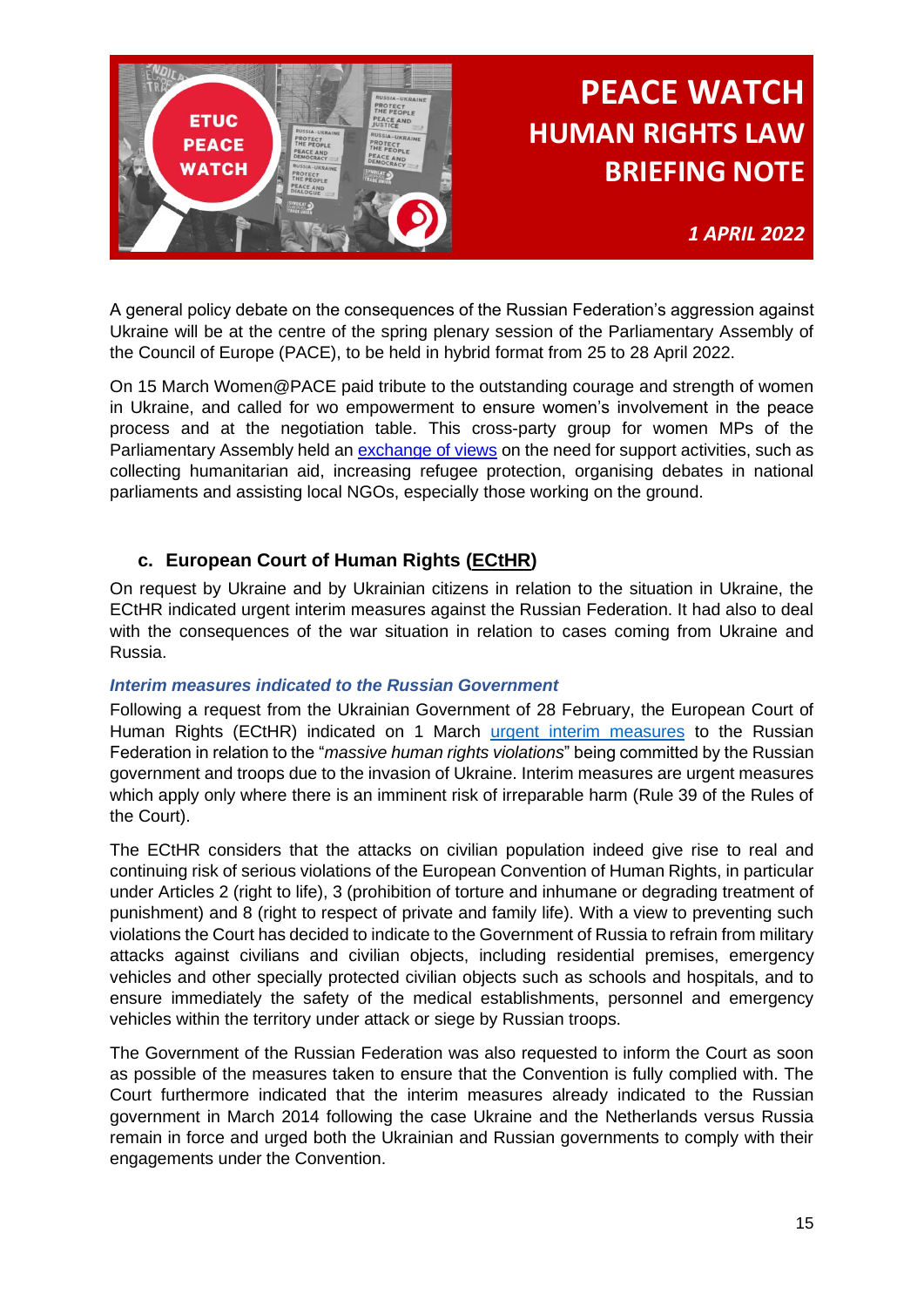A general policy debate on the consequences of the Russian Federation's aggression against Ukraine will be at the centre of the spring plenary session of the Parliamentary Assembly of the Council of Europe (PACE), to be held in hybrid format from 25 to 28 April 2022.

On 15 March Women@PACE paid tribute to the outstanding courage and strength of women in Ukraine, and called for wo empowerment to ensure women's involvement in the peace process and at the negotiation table. This cross-party group for women MPs of the Parliamentary Assembly held an exchange of views on the need for support activities, such as collecting humanitarian aid, increasing refugee protection, organising debates in national parliaments and assisting local NGOs, especially those working on the ground.

### c. European Court of Human Rights (ECtHR)

On request by Ukraine and by Ukrainian citizens in relation to the situation in Ukraine, the ECtHR indicated urgent interim measures against the Russian Federation. It had also to deal with the consequences of the war situation in relation to cases coming from Ukraine and Russia.

#### *Interim measures indicated to the Russian Government*

Following a request from the Ukrainian Government of 28 February, the European Court of Human Rights (ECtHR) indicated on 1 March urgent interim measures to the Russian Federation in relation to the "*massive human rights violations*" being committed by the Russian government and troops due to the invasion of Ukraine. Interim measures are urgent measures which apply only where there is an imminent risk of irreparable harm (Rule 39 of the Rules of the Court).

The ECtHR considers that the attacks on civilian population indeed give rise to real and continuing risk of serious violations of the European Convention of Human Rights, in particular under Articles 2 (right to life), 3 (prohibition of torture and inhumane or degrading treatment of punishment) and 8 (right to respect of private and family life). With a view to preventing such violations the Court has decided to indicate to the Government of Russia to refrain from military attacks against civilians and civilian objects, including residential premises, emergency vehicles and other specially protected civilian objects such as schools and hospitals, and to ensure immediately the safety of the medical establishments, personnel and emergency vehicles within the territory under attack or siege by Russian troops.

The Government of the Russian Federation was also requested to inform the Court as soon as possible of the measures taken to ensure that the Convention is fully complied with. The Court furthermore indicated that the interim measures already indicated to the Russian government in March 2014 following the case Ukraine and the Netherlands versus Russia remain in force and urged both the Ukrainian and Russian governments to comply with their engagements under the Convention.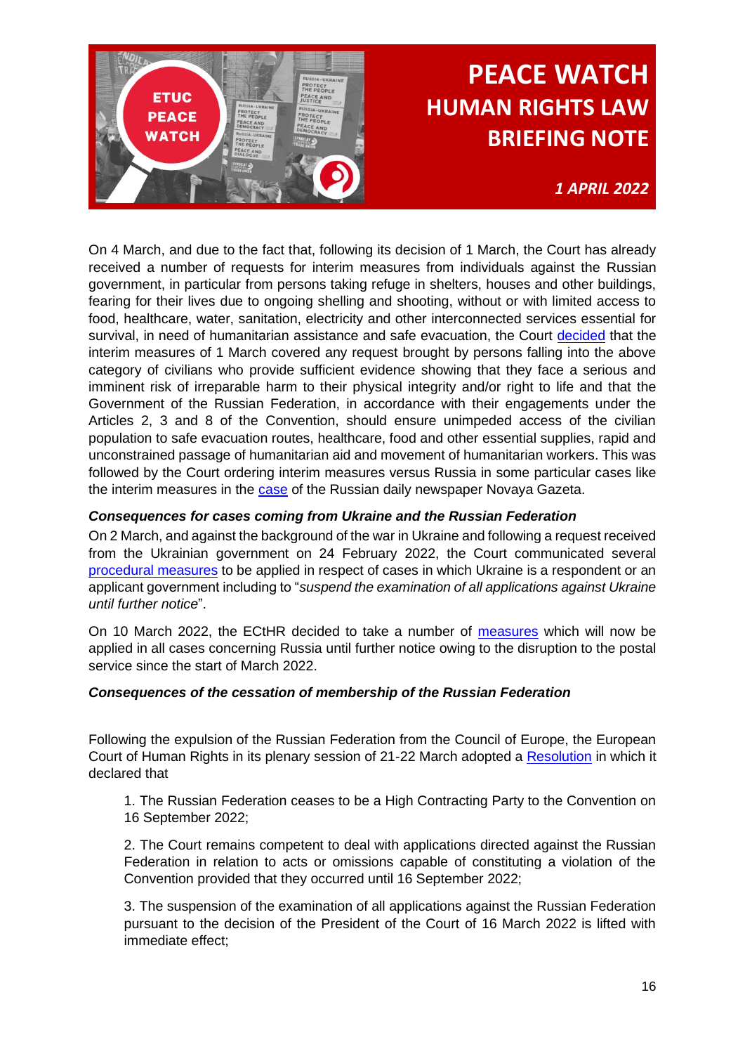On 4 March, and due to the fact that, following its decision of 1 March, the Court has already received a number of requests for interim measures from individuals against the Russian government, in particular from persons taking refuge in shelters, houses and other buildings, fearing for their lives due to ongoing shelling and shooting, without or with limited access to food, healthcare, water, sanitation, electricity and other interconnected services essential for survival, in need of humanitarian assistance and safe evacuation, the Court decided that the interim measures of 1 March covered any request brought by persons falling into the above category of civilians who provide sufficient evidence showing that they face a serious and imminent risk of irreparable harm to their physical integrity and/or right to life and that the Government of the Russian Federation, in accordance with their engagements under the Articles 2, 3 and 8 of the Convention, should ensure unimpeded access of the civilian population to safe evacuation routes, healthcare, food and other essential supplies, rapid and unconstrained passage of humanitarian aid and movement of humanitarian workers. This was followed by the Court ordering interim measures versus Russia in some particular cases like the interim measures in the case of the Russian daily newspaper Novaya Gazeta.

***Consequences for cases coming from Ukraine and the Russian Federation***

On 2 March, and against the background of the war in Ukraine and following a request received from the Ukrainian government on 24 February 2022, the Court communicated several procedural measures to be applied in respect of cases in which Ukraine is a respondent or an applicant government including to "*suspend the examination of all applications against Ukraine until further notice*".

On 10 March 2022, the ECtHR decided to take a number of measures which will now be applied in all cases concerning Russia until further notice owing to the disruption to the postal service since the start of March 2022.

***Consequences of the cessation of membership of the Russian Federation***

Following the expulsion of the Russian Federation from the Council of Europe, the European Court of Human Rights in its plenary session of 21-22 March adopted a Resolution in which it declared that

1. The Russian Federation ceases to be a High Contracting Party to the Convention on 16 September 2022;

2. The Court remains competent to deal with applications directed against the Russian Federation in relation to acts or omissions capable of constituting a violation of the Convention provided that they occurred until 16 September 2022;

3. The suspension of the examination of all applications against the Russian Federation pursuant to the decision of the President of the Court of 16 March 2022 is lifted with immediate effect;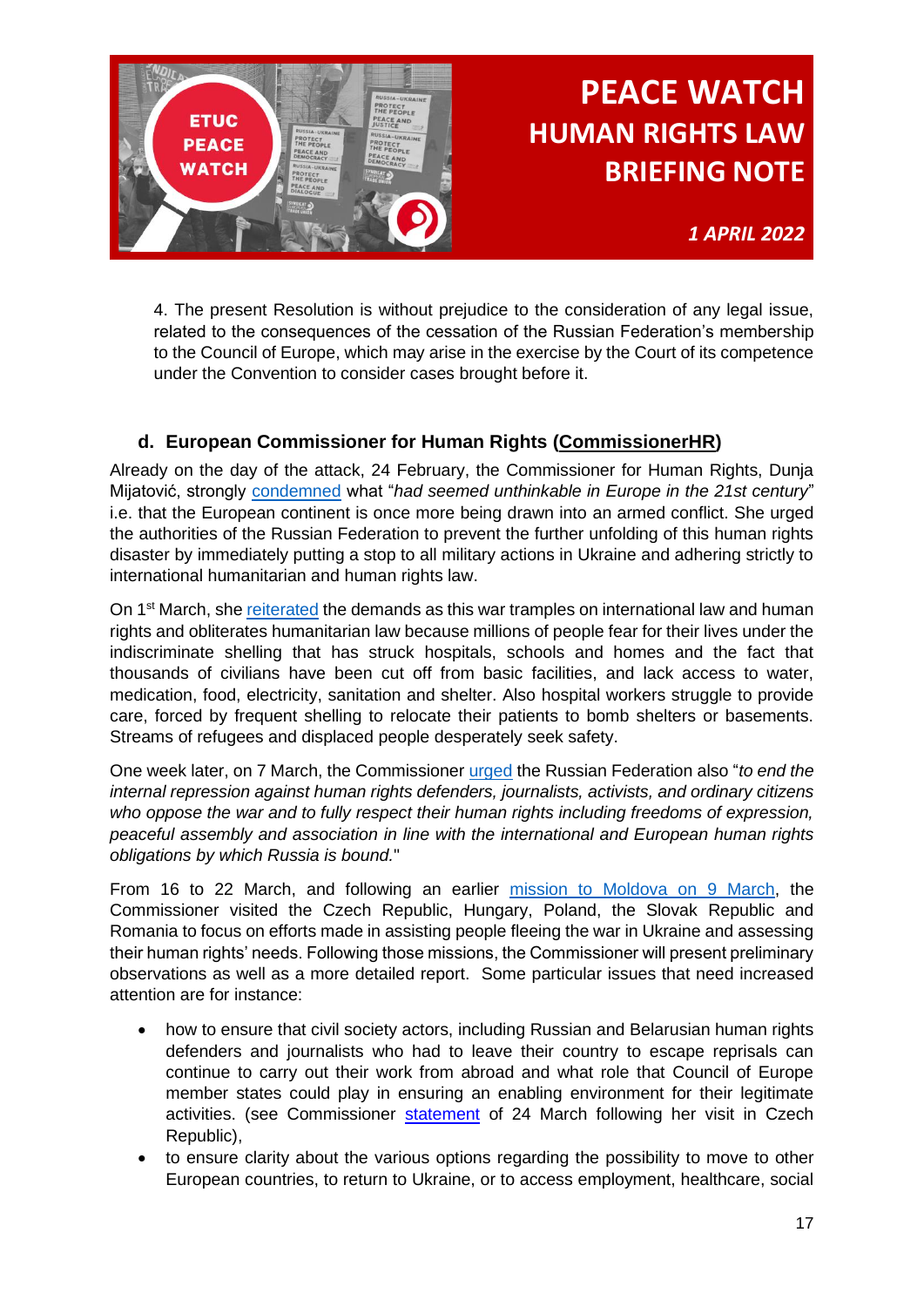4. The present Resolution is without prejudice to the consideration of any legal issue, related to the consequences of the cessation of the Russian Federation's membership to the Council of Europe, which may arise in the exercise by the Court of its competence under the Convention to consider cases brought before it.

### d. European Commissioner for Human Rights (CommissionerHR)

Already on the day of the attack, 24 February, the Commissioner for Human Rights, Dunja Mijatović, strongly condemned what "*had seemed unthinkable in Europe in the 21st century*" i.e. that the European continent is once more being drawn into an armed conflict. She urged the authorities of the Russian Federation to prevent the further unfolding of this human rights disaster by immediately putting a stop to all military actions in Ukraine and adhering strictly to international humanitarian and human rights law.

On 1st March, she reiterated the demands as this war tramples on international law and human rights and obliterates humanitarian law because millions of people fear for their lives under the indiscriminate shelling that has struck hospitals, schools and homes and the fact that thousands of civilians have been cut off from basic facilities, and lack access to water, medication, food, electricity, sanitation and shelter. Also hospital workers struggle to provide care, forced by frequent shelling to relocate their patients to bomb shelters or basements. Streams of refugees and displaced people desperately seek safety.

One week later, on 7 March, the Commissioner urged the Russian Federation also "*to end the internal repression against human rights defenders, journalists, activists, and ordinary citizens who oppose the war and to fully respect their human rights including freedoms of expression, peaceful assembly and association in line with the international and European human rights obligations by which Russia is bound.*"

From 16 to 22 March, and following an earlier mission to Moldova on 9 March, the Commissioner visited the Czech Republic, Hungary, Poland, the Slovak Republic and Romania to focus on efforts made in assisting people fleeing the war in Ukraine and assessing their human rights' needs. Following those missions, the Commissioner will present preliminary observations as well as a more detailed report. Some particular issues that need increased attention are for instance:

- how to ensure that civil society actors, including Russian and Belarusian human rights defenders and journalists who had to leave their country to escape reprisals can continue to carry out their work from abroad and what role that Council of Europe member states could play in ensuring an enabling environment for their legitimate activities. (see Commissioner statement of 24 March following her visit in Czech Republic),
- to ensure clarity about the various options regarding the possibility to move to other European countries, to return to Ukraine, or to access employment, healthcare, social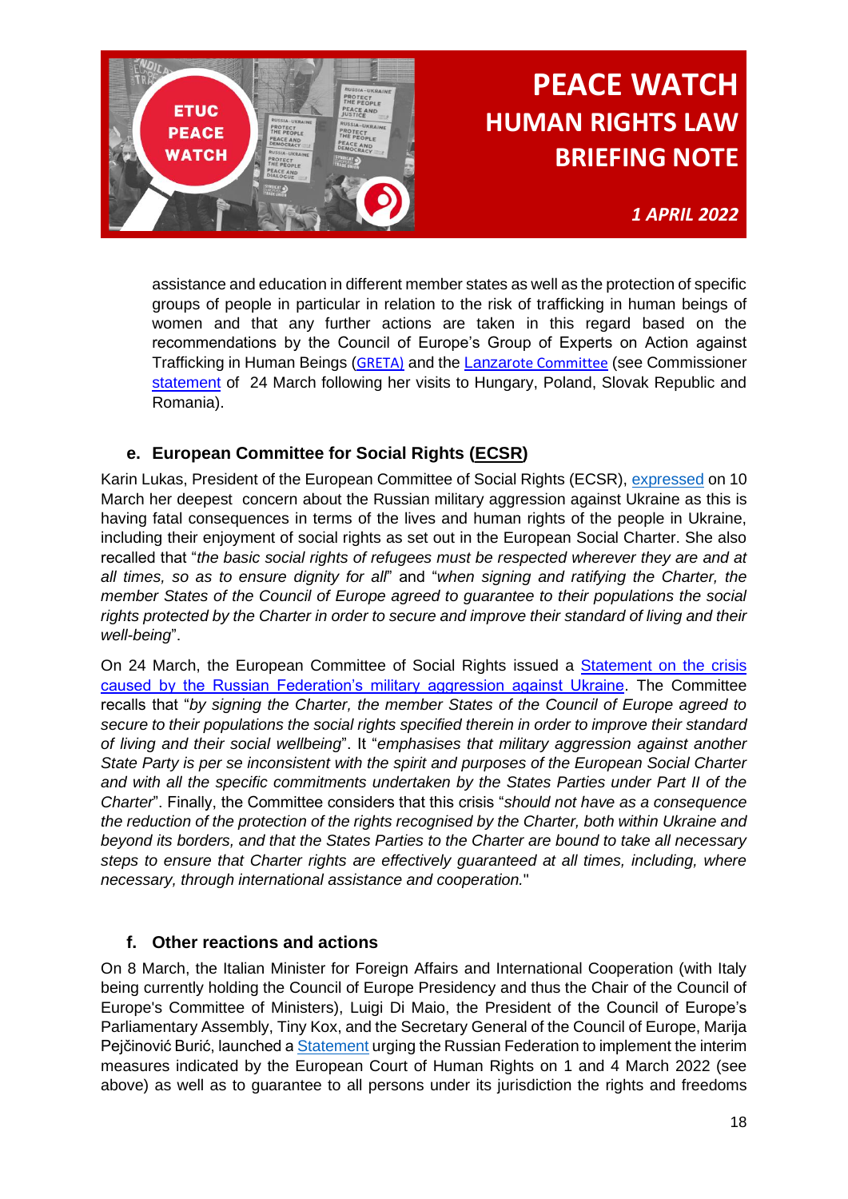assistance and education in different member states as well as the protection of specific groups of people in particular in relation to the risk of trafficking in human beings of women and that any further actions are taken in this regard based on the recommendations by the Council of Europe's Group of Experts on Action against Trafficking in Human Beings (GRETA) and the Lanzarote Committee (see Commissioner statement of 24 March following her visits to Hungary, Poland, Slovak Republic and Romania).

### e. European Committee for Social Rights (ECSR)

Karin Lukas, President of the European Committee of Social Rights (ECSR), expressed on 10 March her deepest concern about the Russian military aggression against Ukraine as this is having fatal consequences in terms of the lives and human rights of the people in Ukraine, including their enjoyment of social rights as set out in the European Social Charter. She also recalled that "*the basic social rights of refugees must be respected wherever they are and at all times, so as to ensure dignity for all*" and "*when signing and ratifying the Charter, the member States of the Council of Europe agreed to guarantee to their populations the social rights protected by the Charter in order to secure and improve their standard of living and their well-being*".

On 24 March, the European Committee of Social Rights issued a Statement on the crisis caused by the Russian Federation's military aggression against Ukraine. The Committee recalls that "*by signing the Charter, the member States of the Council of Europe agreed to secure to their populations the social rights specified therein in order to improve their standard of living and their social wellbeing*". It "*emphasises that military aggression against another State Party is per se inconsistent with the spirit and purposes of the European Social Charter and with all the specific commitments undertaken by the States Parties under Part II of the Charter*". Finally, the Committee considers that this crisis "*should not have as a consequence the reduction of the protection of the rights recognised by the Charter, both within Ukraine and beyond its borders, and that the States Parties to the Charter are bound to take all necessary steps to ensure that Charter rights are effectively guaranteed at all times, including, where necessary, through international assistance and cooperation.*"

### f. Other reactions and actions

On 8 March, the Italian Minister for Foreign Affairs and International Cooperation (with Italy being currently holding the Council of Europe Presidency and thus the Chair of the Council of Europe's Committee of Ministers), Luigi Di Maio, the President of the Council of Europe's Parliamentary Assembly, Tiny Kox, and the Secretary General of the Council of Europe, Marija Pejčinović Burić, launched a Statement urging the Russian Federation to implement the interim measures indicated by the European Court of Human Rights on 1 and 4 March 2022 (see above) as well as to guarantee to all persons under its jurisdiction the rights and freedoms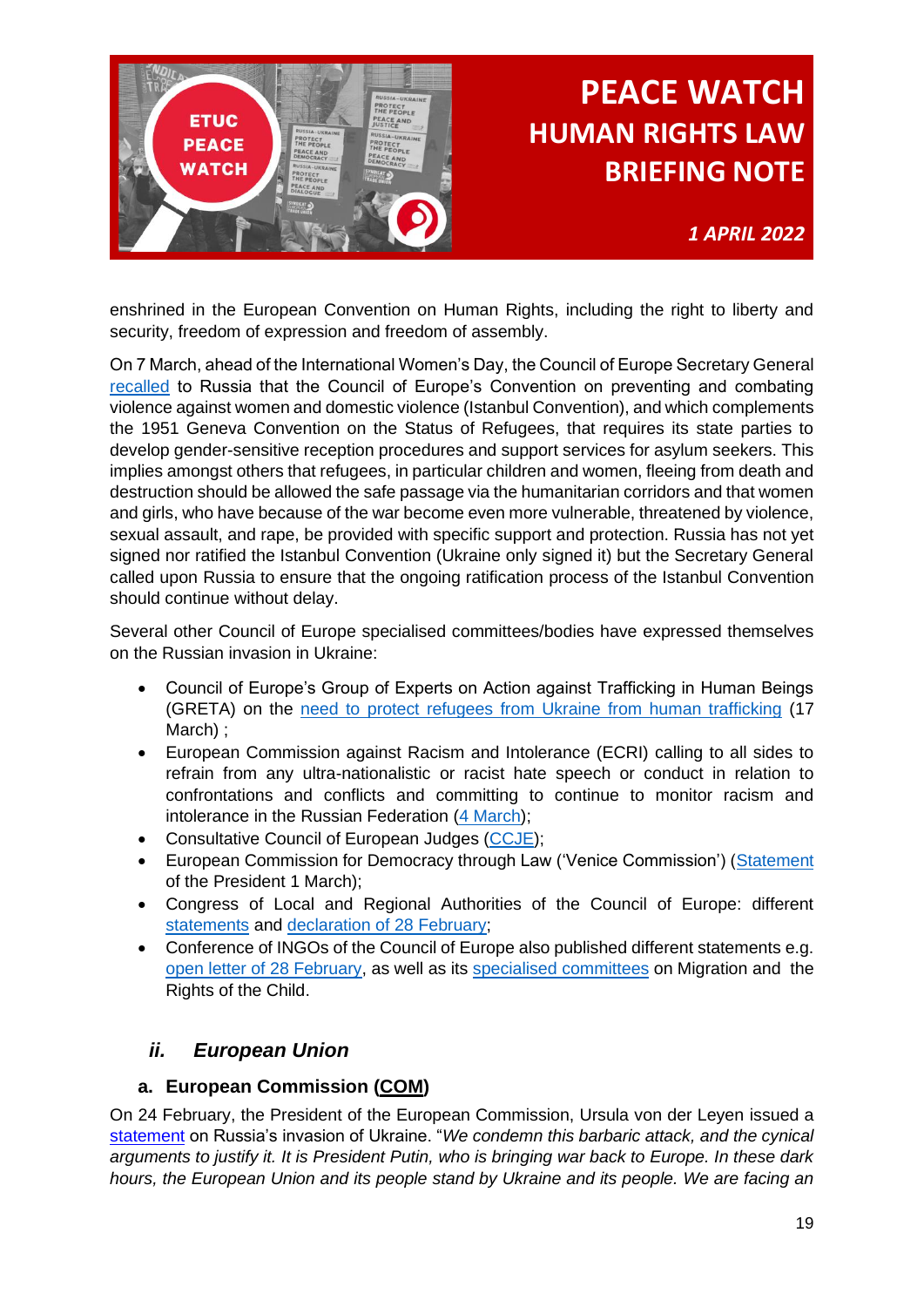enshrined in the European Convention on Human Rights, including the right to liberty and security, freedom of expression and freedom of assembly.

On 7 March, ahead of the International Women's Day, the Council of Europe Secretary General recalled to Russia that the Council of Europe's Convention on preventing and combating violence against women and domestic violence (Istanbul Convention), and which complements the 1951 Geneva Convention on the Status of Refugees, that requires its state parties to develop gender-sensitive reception procedures and support services for asylum seekers. This implies amongst others that refugees, in particular children and women, fleeing from death and destruction should be allowed the safe passage via the humanitarian corridors and that women and girls, who have because of the war become even more vulnerable, threatened by violence, sexual assault, and rape, be provided with specific support and protection. Russia has not yet signed nor ratified the Istanbul Convention (Ukraine only signed it) but the Secretary General called upon Russia to ensure that the ongoing ratification process of the Istanbul Convention should continue without delay.

Several other Council of Europe specialised committees/bodies have expressed themselves on the Russian invasion in Ukraine:

- Council of Europe's Group of Experts on Action against Trafficking in Human Beings (GRETA) on the need to protect refugees from Ukraine from human trafficking (17 March) ;
- European Commission against Racism and Intolerance (ECRI) calling to all sides to refrain from any ultra-nationalistic or racist hate speech or conduct in relation to confrontations and conflicts and committing to continue to monitor racism and intolerance in the Russian Federation (4 March);
- Consultative Council of European Judges (CCJE);
- European Commission for Democracy through Law ('Venice Commission') (Statement of the President 1 March);
- Congress of Local and Regional Authorities of the Council of Europe: different statements and declaration of 28 February;
- Conference of INGOs of the Council of Europe also published different statements e.g. open letter of 28 February, as well as its specialised committees on Migration and the Rights of the Child.

## ii. *European Union*

### a. European Commission (COM)

On 24 February, the President of the European Commission, Ursula von der Leyen issued a statement on Russia's invasion of Ukraine. "*We condemn this barbaric attack, and the cynical arguments to justify it. It is President Putin, who is bringing war back to Europe. In these dark hours, the European Union and its people stand by Ukraine and its people. We are facing an*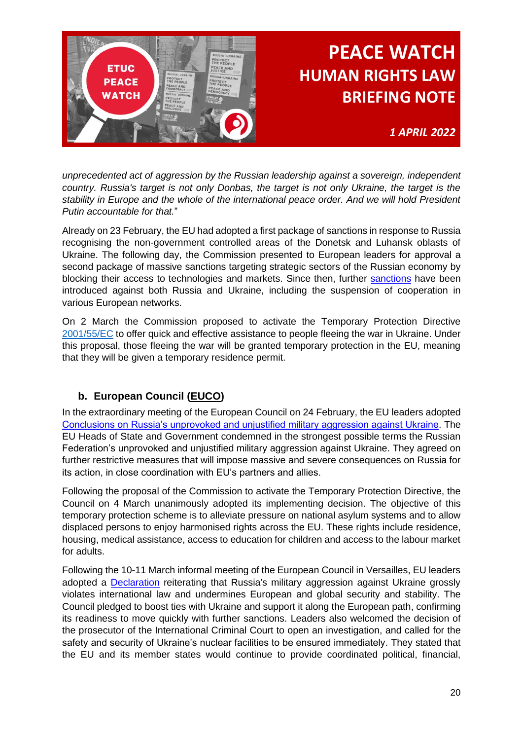*unprecedented act of aggression by the Russian leadership against a sovereign, independent country. Russia's target is not only Donbas, the target is not only Ukraine, the target is the stability in Europe and the whole of the international peace order. And we will hold President Putin accountable for that.*"

Already on 23 February, the EU had adopted a first package of sanctions in response to Russia recognising the non-government controlled areas of the Donetsk and Luhansk oblasts of Ukraine. The following day, the Commission presented to European leaders for approval a second package of massive sanctions targeting strategic sectors of the Russian economy by blocking their access to technologies and markets. Since then, further sanctions have been introduced against both Russia and Ukraine, including the suspension of cooperation in various European networks.

On 2 March the Commission proposed to activate the Temporary Protection Directive 2001/55/EC to offer quick and effective assistance to people fleeing the war in Ukraine. Under this proposal, those fleeing the war will be granted temporary protection in the EU, meaning that they will be given a temporary residence permit.

### b. European Council (EUCO)

In the extraordinary meeting of the European Council on 24 February, the EU leaders adopted Conclusions on Russia's unprovoked and unjustified military aggression against Ukraine. The EU Heads of State and Government condemned in the strongest possible terms the Russian Federation's unprovoked and unjustified military aggression against Ukraine. They agreed on further restrictive measures that will impose massive and severe consequences on Russia for its action, in close coordination with EU's partners and allies.

Following the proposal of the Commission to activate the Temporary Protection Directive, the Council on 4 March unanimously adopted its implementing decision. The objective of this temporary protection scheme is to alleviate pressure on national asylum systems and to allow displaced persons to enjoy harmonised rights across the EU. These rights include residence, housing, medical assistance, access to education for children and access to the labour market for adults.

Following the 10-11 March informal meeting of the European Council in Versailles, EU leaders adopted a Declaration reiterating that Russia's military aggression against Ukraine grossly violates international law and undermines European and global security and stability. The Council pledged to boost ties with Ukraine and support it along the European path, confirming its readiness to move quickly with further sanctions. Leaders also welcomed the decision of the prosecutor of the International Criminal Court to open an investigation, and called for the safety and security of Ukraine's nuclear facilities to be ensured immediately. They stated that the EU and its member states would continue to provide coordinated political, financial,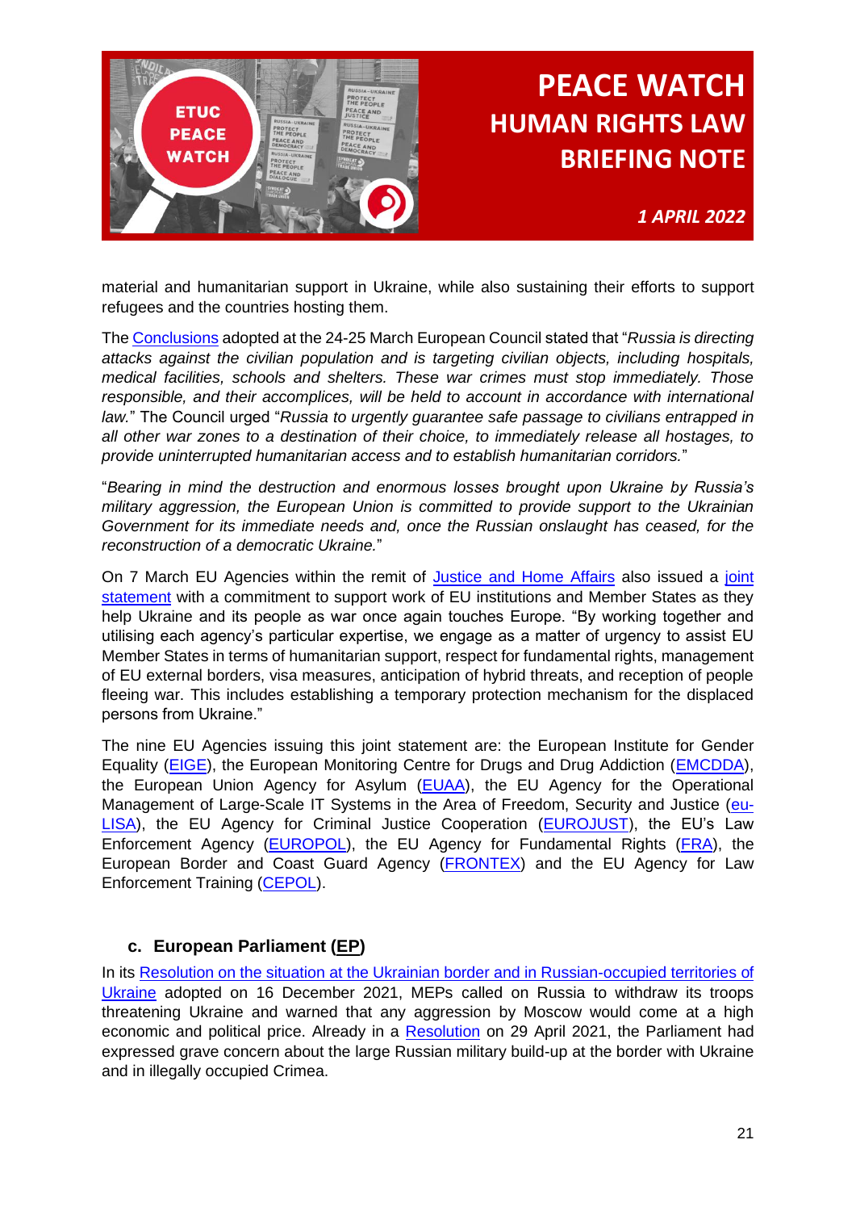material and humanitarian support in Ukraine, while also sustaining their efforts to support refugees and the countries hosting them.

The [Conclusions] adopted at the 24-25 March European Council stated that "*Russia is directing attacks against the civilian population and is targeting civilian objects, including hospitals, medical facilities, schools and shelters. These war crimes must stop immediately. Those responsible, and their accomplices, will be held to account in accordance with international law.*" The Council urged "*Russia to urgently guarantee safe passage to civilians entrapped in all other war zones to a destination of their choice, to immediately release all hostages, to provide uninterrupted humanitarian access and to establish humanitarian corridors.*"

"*Bearing in mind the destruction and enormous losses brought upon Ukraine by Russia's military aggression, the European Union is committed to provide support to the Ukrainian Government for its immediate needs and, once the Russian onslaught has ceased, for the reconstruction of a democratic Ukraine.*"

On 7 March EU Agencies within the remit of [Justice and Home Affairs] also issued a [joint statement] with a commitment to support work of EU institutions and Member States as they help Ukraine and its people as war once again touches Europe. "By working together and utilising each agency's particular expertise, we engage as a matter of urgency to assist EU Member States in terms of humanitarian support, respect for fundamental rights, management of EU external borders, visa measures, anticipation of hybrid threats, and reception of people fleeing war. This includes establishing a temporary protection mechanism for the displaced persons from Ukraine."

The nine EU Agencies issuing this joint statement are: the European Institute for Gender Equality (EIGE), the European Monitoring Centre for Drugs and Drug Addiction (EMCDDA), the European Union Agency for Asylum (EUAA), the EU Agency for the Operational Management of Large-Scale IT Systems in the Area of Freedom, Security and Justice (eu-LISA), the EU Agency for Criminal Justice Cooperation (EUROJUST), the EU's Law Enforcement Agency (EUROPOL), the EU Agency for Fundamental Rights (FRA), the European Border and Coast Guard Agency (FRONTEX) and the EU Agency for Law Enforcement Training (CEPOL).

### c. European Parliament (EP)

In its [Resolution on the situation at the Ukrainian border and in Russian-occupied territories of Ukraine] adopted on 16 December 2021, MEPs called on Russia to withdraw its troops threatening Ukraine and warned that any aggression by Moscow would come at a high economic and political price. Already in a [Resolution] on 29 April 2021, the Parliament had expressed grave concern about the large Russian military build-up at the border with Ukraine and in illegally occupied Crimea.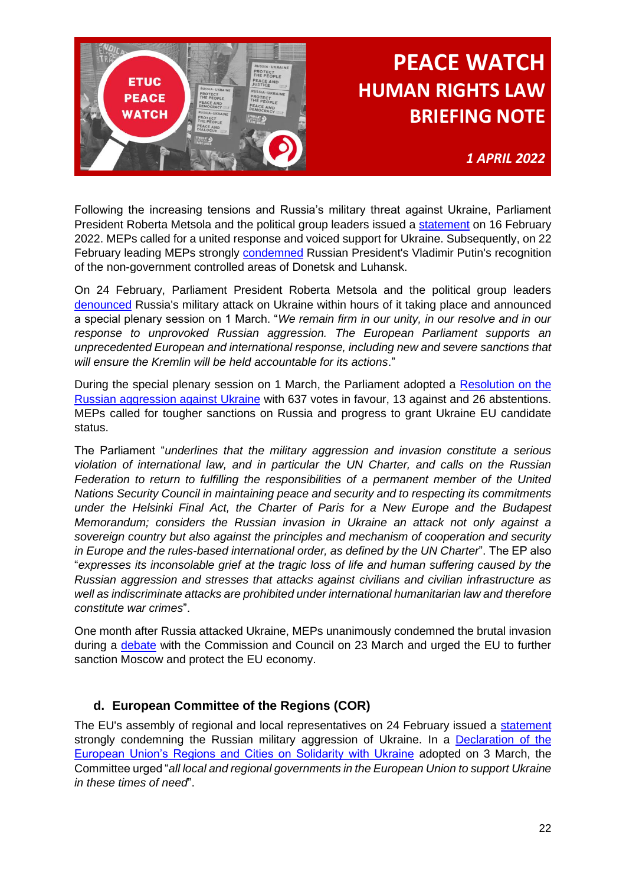# PEACE WATCH
# HUMAN RIGHTS LAW
# BRIEFING NOTE

*1 APRIL 2022*

Following the increasing tensions and Russia's military threat against Ukraine, Parliament President Roberta Metsola and the political group leaders issued a statement on 16 February 2022. MEPs called for a united response and voiced support for Ukraine. Subsequently, on 22 February leading MEPs strongly condemned Russian President's Vladimir Putin's recognition of the non-government controlled areas of Donetsk and Luhansk.

On 24 February, Parliament President Roberta Metsola and the political group leaders denounced Russia's military attack on Ukraine within hours of it taking place and announced a special plenary session on 1 March. "*We remain firm in our unity, in our resolve and in our response to unprovoked Russian aggression. The European Parliament supports an unprecedented European and international response, including new and severe sanctions that will ensure the Kremlin will be held accountable for its actions*."

During the special plenary session on 1 March, the Parliament adopted a Resolution on the Russian aggression against Ukraine with 637 votes in favour, 13 against and 26 abstentions. MEPs called for tougher sanctions on Russia and progress to grant Ukraine EU candidate status.

The Parliament "*underlines that the military aggression and invasion constitute a serious violation of international law, and in particular the UN Charter, and calls on the Russian Federation to return to fulfilling the responsibilities of a permanent member of the United Nations Security Council in maintaining peace and security and to respecting its commitments under the Helsinki Final Act, the Charter of Paris for a New Europe and the Budapest Memorandum; considers the Russian invasion in Ukraine an attack not only against a sovereign country but also against the principles and mechanism of cooperation and security in Europe and the rules-based international order, as defined by the UN Charter*". The EP also "*expresses its inconsolable grief at the tragic loss of life and human suffering caused by the Russian aggression and stresses that attacks against civilians and civilian infrastructure as well as indiscriminate attacks are prohibited under international humanitarian law and therefore constitute war crimes*".

One month after Russia attacked Ukraine, MEPs unanimously condemned the brutal invasion during a debate with the Commission and Council on 23 March and urged the EU to further sanction Moscow and protect the EU economy.

### d. European Committee of the Regions (COR)

The EU's assembly of regional and local representatives on 24 February issued a statement strongly condemning the Russian military aggression of Ukraine. In a Declaration of the European Union's Regions and Cities on Solidarity with Ukraine adopted on 3 March, the Committee urged "*all local and regional governments in the European Union to support Ukraine in these times of need*".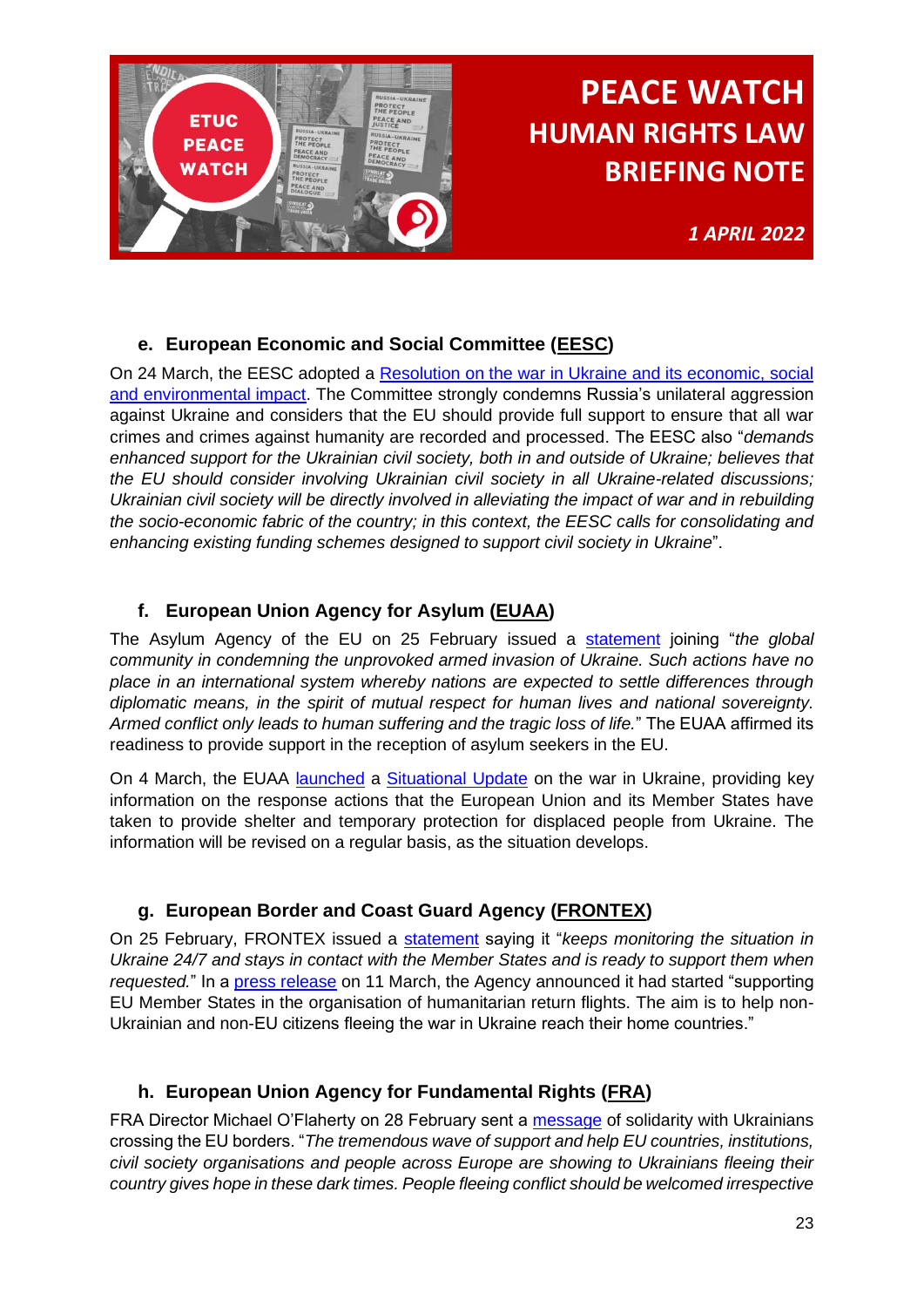### e. European Economic and Social Committee (EESC)

On 24 March, the EESC adopted a Resolution on the war in Ukraine and its economic, social and environmental impact. The Committee strongly condemns Russia's unilateral aggression against Ukraine and considers that the EU should provide full support to ensure that all war crimes and crimes against humanity are recorded and processed. The EESC also "*demands enhanced support for the Ukrainian civil society, both in and outside of Ukraine; believes that the EU should consider involving Ukrainian civil society in all Ukraine-related discussions; Ukrainian civil society will be directly involved in alleviating the impact of war and in rebuilding the socio-economic fabric of the country; in this context, the EESC calls for consolidating and enhancing existing funding schemes designed to support civil society in Ukraine*".

### f. European Union Agency for Asylum (EUAA)

The Asylum Agency of the EU on 25 February issued a statement joining "*the global community in condemning the unprovoked armed invasion of Ukraine. Such actions have no place in an international system whereby nations are expected to settle differences through diplomatic means, in the spirit of mutual respect for human lives and national sovereignty. Armed conflict only leads to human suffering and the tragic loss of life.*" The EUAA affirmed its readiness to provide support in the reception of asylum seekers in the EU.

On 4 March, the EUAA launched a Situational Update on the war in Ukraine, providing key information on the response actions that the European Union and its Member States have taken to provide shelter and temporary protection for displaced people from Ukraine. The information will be revised on a regular basis, as the situation develops.

### g. European Border and Coast Guard Agency (FRONTEX)

On 25 February, FRONTEX issued a statement saying it "*keeps monitoring the situation in Ukraine 24/7 and stays in contact with the Member States and is ready to support them when requested.*" In a press release on 11 March, the Agency announced it had started "supporting EU Member States in the organisation of humanitarian return flights. The aim is to help non-Ukrainian and non-EU citizens fleeing the war in Ukraine reach their home countries."

### h. European Union Agency for Fundamental Rights (FRA)

FRA Director Michael O'Flaherty on 28 February sent a message of solidarity with Ukrainians crossing the EU borders. "*The tremendous wave of support and help EU countries, institutions, civil society organisations and people across Europe are showing to Ukrainians fleeing their country gives hope in these dark times. People fleeing conflict should be welcomed irrespective*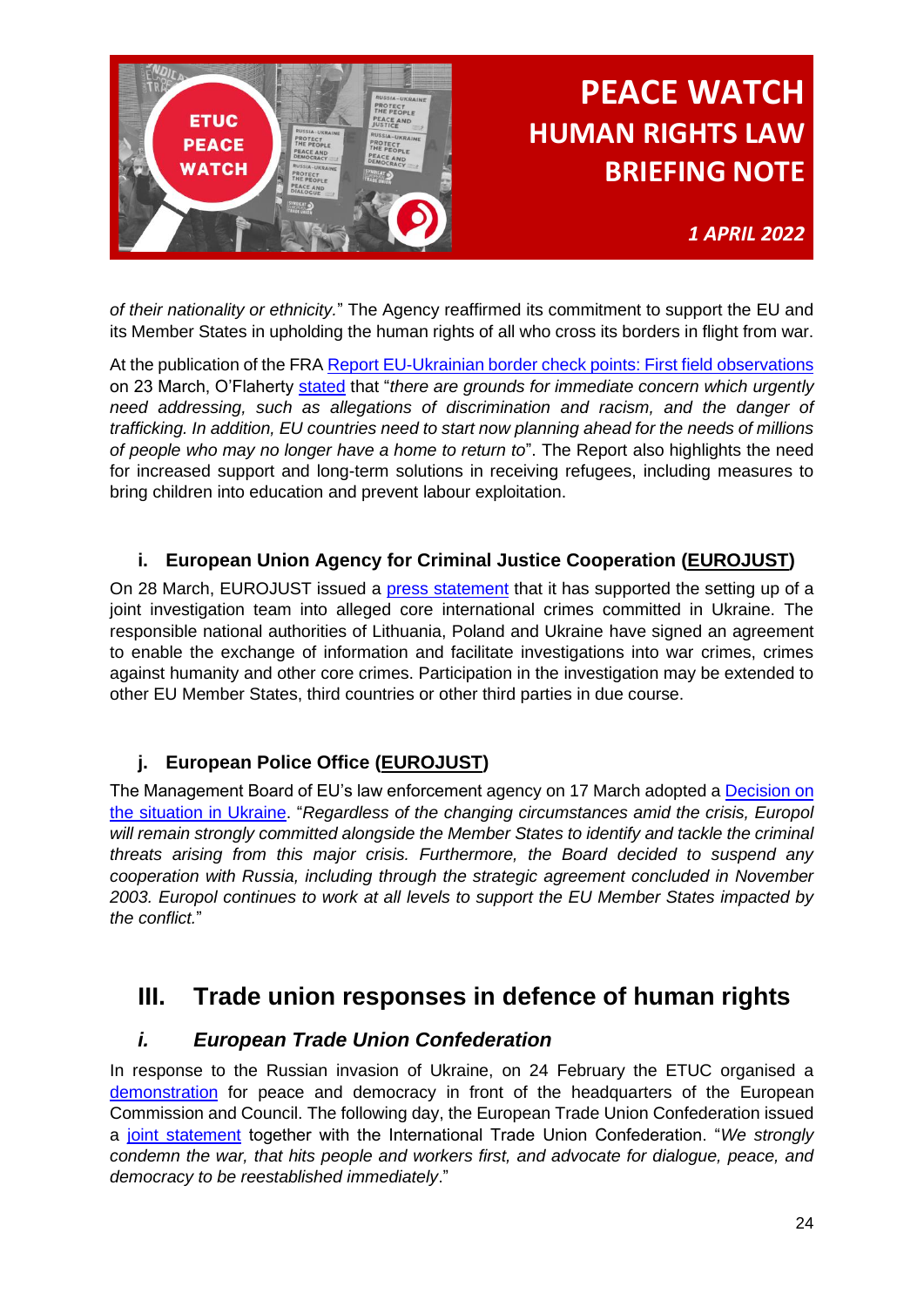*of their nationality or ethnicity.*" The Agency reaffirmed its commitment to support the EU and its Member States in upholding the human rights of all who cross its borders in flight from war.

At the publication of the FRA Report EU-Ukrainian border check points: First field observations on 23 March, O'Flaherty stated that "*there are grounds for immediate concern which urgently need addressing, such as allegations of discrimination and racism, and the danger of trafficking. In addition, EU countries need to start now planning ahead for the needs of millions of people who may no longer have a home to return to*". The Report also highlights the need for increased support and long-term solutions in receiving refugees, including measures to bring children into education and prevent labour exploitation.

### i. European Union Agency for Criminal Justice Cooperation (EUROJUST)

On 28 March, EUROJUST issued a press statement that it has supported the setting up of a joint investigation team into alleged core international crimes committed in Ukraine. The responsible national authorities of Lithuania, Poland and Ukraine have signed an agreement to enable the exchange of information and facilitate investigations into war crimes, crimes against humanity and other core crimes. Participation in the investigation may be extended to other EU Member States, third countries or other third parties in due course.

### j. European Police Office (EUROJUST)

The Management Board of EU's law enforcement agency on 17 March adopted a Decision on the situation in Ukraine. "*Regardless of the changing circumstances amid the crisis, Europol will remain strongly committed alongside the Member States to identify and tackle the criminal threats arising from this major crisis. Furthermore, the Board decided to suspend any cooperation with Russia, including through the strategic agreement concluded in November 2003. Europol continues to work at all levels to support the EU Member States impacted by the conflict.*"

## III. Trade union responses in defence of human rights

### *i. European Trade Union Confederation*

In response to the Russian invasion of Ukraine, on 24 February the ETUC organised a demonstration for peace and democracy in front of the headquarters of the European Commission and Council. The following day, the European Trade Union Confederation issued a joint statement together with the International Trade Union Confederation. "*We strongly condemn the war, that hits people and workers first, and advocate for dialogue, peace, and democracy to be reestablished immediately*."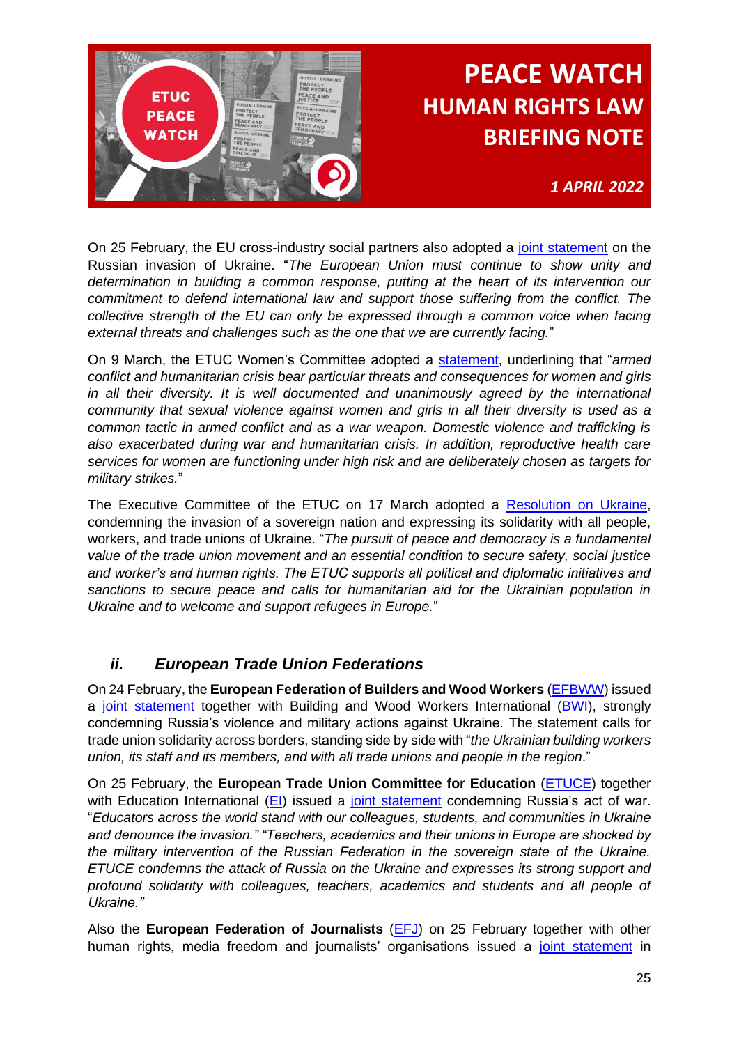On 25 February, the EU cross-industry social partners also adopted a joint statement on the Russian invasion of Ukraine. "*The European Union must continue to show unity and determination in building a common response, putting at the heart of its intervention our commitment to defend international law and support those suffering from the conflict. The collective strength of the EU can only be expressed through a common voice when facing external threats and challenges such as the one that we are currently facing.*"

On 9 March, the ETUC Women's Committee adopted a statement, underlining that "*armed conflict and humanitarian crisis bear particular threats and consequences for women and girls in all their diversity. It is well documented and unanimously agreed by the international community that sexual violence against women and girls in all their diversity is used as a common tactic in armed conflict and as a war weapon. Domestic violence and trafficking is also exacerbated during war and humanitarian crisis. In addition, reproductive health care services for women are functioning under high risk and are deliberately chosen as targets for military strikes.*"

The Executive Committee of the ETUC on 17 March adopted a Resolution on Ukraine, condemning the invasion of a sovereign nation and expressing its solidarity with all people, workers, and trade unions of Ukraine. "*The pursuit of peace and democracy is a fundamental value of the trade union movement and an essential condition to secure safety, social justice and worker's and human rights. The ETUC supports all political and diplomatic initiatives and sanctions to secure peace and calls for humanitarian aid for the Ukrainian population in Ukraine and to welcome and support refugees in Europe.*"

### *ii. European Trade Union Federations*

On 24 February, the **European Federation of Builders and Wood Workers** (EFBWW) issued a joint statement together with Building and Wood Workers International (BWI), strongly condemning Russia's violence and military actions against Ukraine. The statement calls for trade union solidarity across borders, standing side by side with "*the Ukrainian building workers union, its staff and its members, and with all trade unions and people in the region*."

On 25 February, the **European Trade Union Committee for Education** (ETUCE) together with Education International (EI) issued a joint statement condemning Russia's act of war. "*Educators across the world stand with our colleagues, students, and communities in Ukraine and denounce the invasion." "Teachers, academics and their unions in Europe are shocked by the military intervention of the Russian Federation in the sovereign state of the Ukraine. ETUCE condemns the attack of Russia on the Ukraine and expresses its strong support and profound solidarity with colleagues, teachers, academics and students and all people of Ukraine."*

Also the **European Federation of Journalists** (EFJ) on 25 February together with other human rights, media freedom and journalists' organisations issued a joint statement in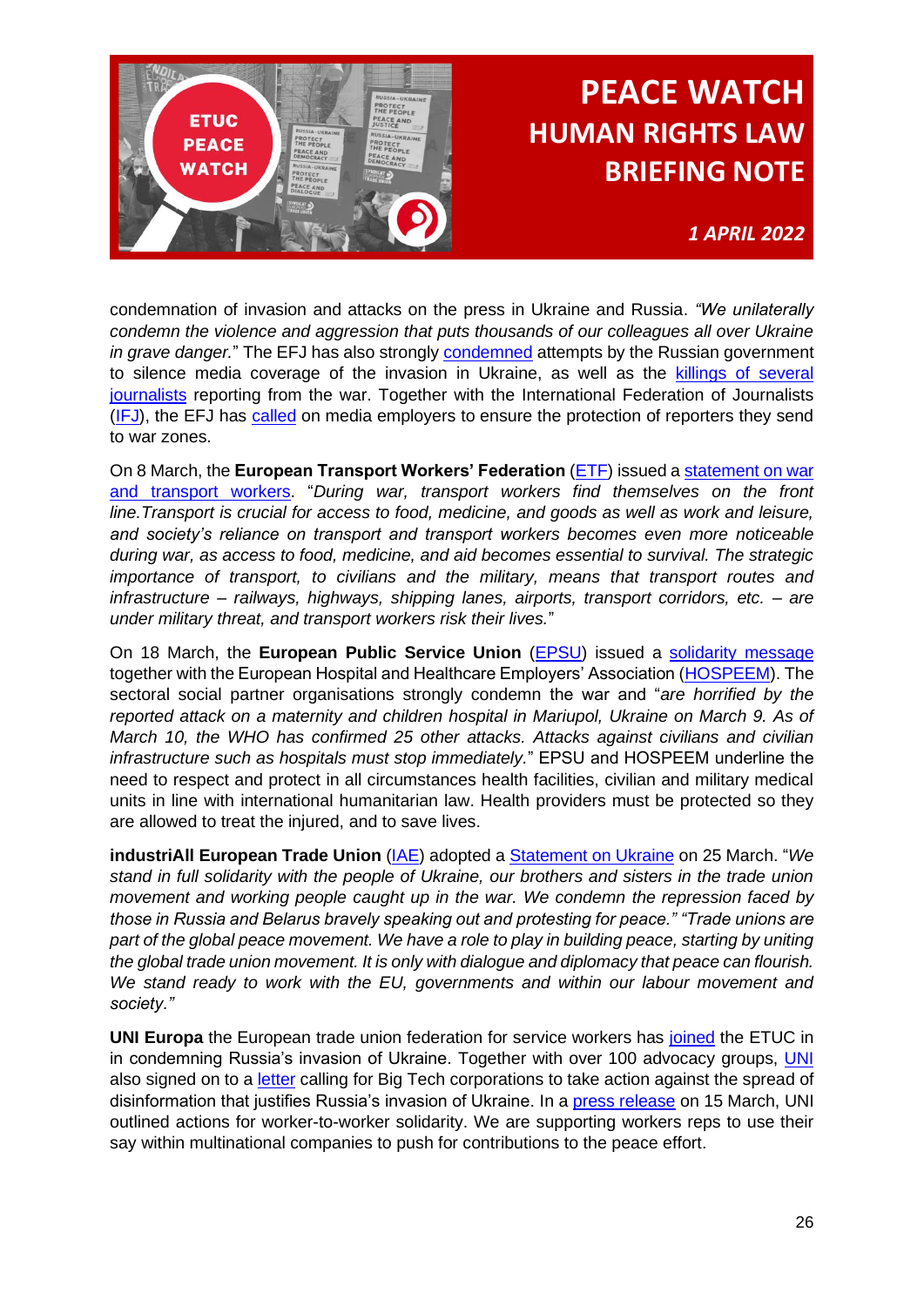condemnation of invasion and attacks on the press in Ukraine and Russia. *"We unilaterally condemn the violence and aggression that puts thousands of our colleagues all over Ukraine in grave danger.*" The EFJ has also strongly condemned attempts by the Russian government to silence media coverage of the invasion in Ukraine, as well as the killings of several journalists reporting from the war. Together with the International Federation of Journalists (IFJ), the EFJ has called on media employers to ensure the protection of reporters they send to war zones.

On 8 March, the **European Transport Workers' Federation** (ETF) issued a statement on war and transport workers. "*During war, transport workers find themselves on the front line.Transport is crucial for access to food, medicine, and goods as well as work and leisure, and society's reliance on transport and transport workers becomes even more noticeable during war, as access to food, medicine, and aid becomes essential to survival. The strategic importance of transport, to civilians and the military, means that transport routes and infrastructure – railways, highways, shipping lanes, airports, transport corridors, etc. – are under military threat, and transport workers risk their lives.*"

On 18 March, the **European Public Service Union** (EPSU) issued a solidarity message together with the European Hospital and Healthcare Employers' Association (HOSPEEM). The sectoral social partner organisations strongly condemn the war and "*are horrified by the reported attack on a maternity and children hospital in Mariupol, Ukraine on March 9. As of March 10, the WHO has confirmed 25 other attacks. Attacks against civilians and civilian infrastructure such as hospitals must stop immediately.*" EPSU and HOSPEEM underline the need to respect and protect in all circumstances health facilities, civilian and military medical units in line with international humanitarian law. Health providers must be protected so they are allowed to treat the injured, and to save lives.

**industriAll European Trade Union** (IAE) adopted a Statement on Ukraine on 25 March. "*We stand in full solidarity with the people of Ukraine, our brothers and sisters in the trade union movement and working people caught up in the war. We condemn the repression faced by those in Russia and Belarus bravely speaking out and protesting for peace." "Trade unions are part of the global peace movement. We have a role to play in building peace, starting by uniting the global trade union movement. It is only with dialogue and diplomacy that peace can flourish. We stand ready to work with the EU, governments and within our labour movement and society."*

**UNI Europa** the European trade union federation for service workers has joined the ETUC in in condemning Russia's invasion of Ukraine. Together with over 100 advocacy groups, UNI also signed on to a letter calling for Big Tech corporations to take action against the spread of disinformation that justifies Russia's invasion of Ukraine. In a press release on 15 March, UNI outlined actions for worker-to-worker solidarity. We are supporting workers reps to use their say within multinational companies to push for contributions to the peace effort.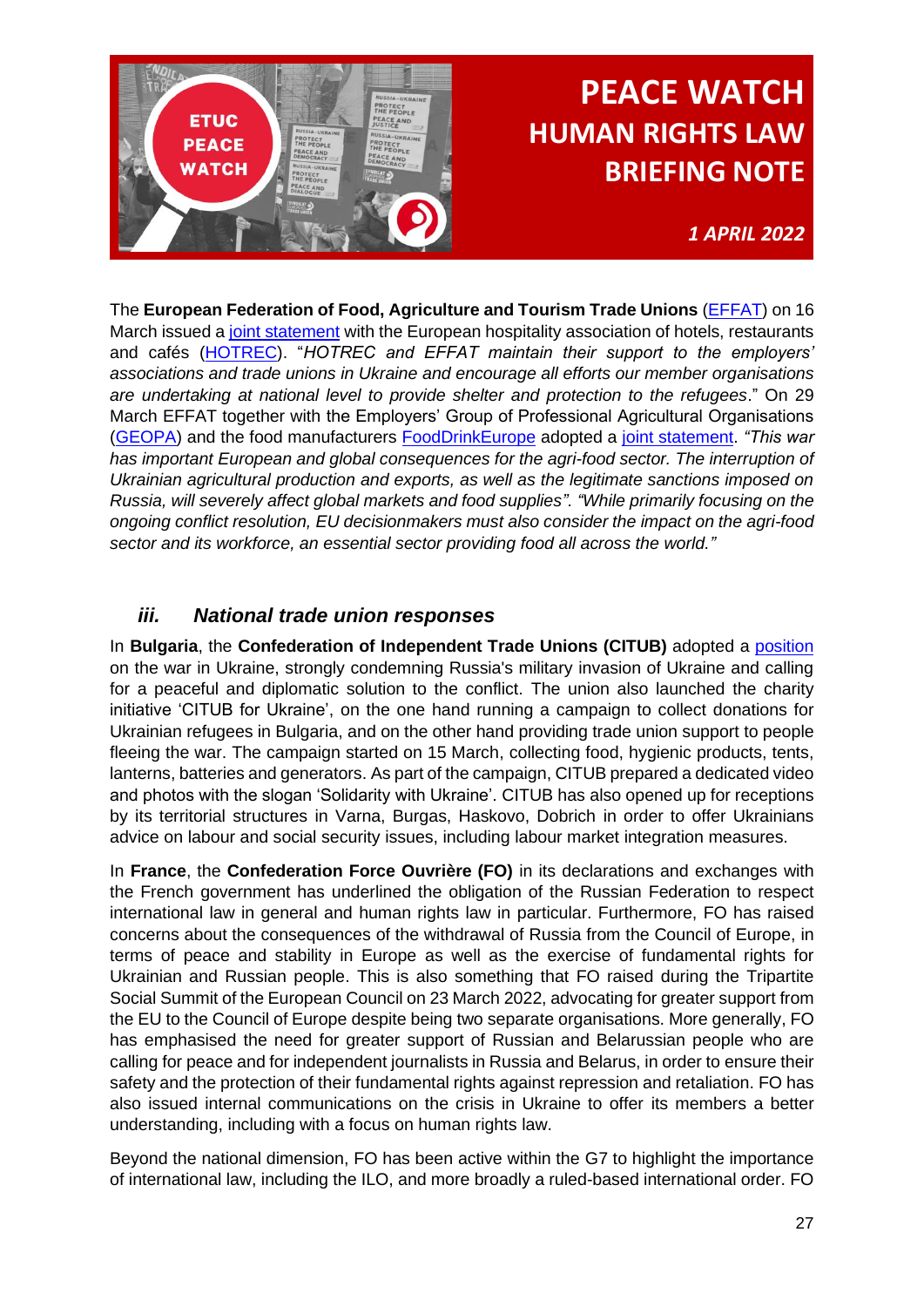The **European Federation of Food, Agriculture and Tourism Trade Unions** (EFFAT) on 16 March issued a joint statement with the European hospitality association of hotels, restaurants and cafés (HOTREC). "*HOTREC and EFFAT maintain their support to the employers' associations and trade unions in Ukraine and encourage all efforts our member organisations are undertaking at national level to provide shelter and protection to the refugees*." On 29 March EFFAT together with the Employers' Group of Professional Agricultural Organisations (GEOPA) and the food manufacturers FoodDrinkEurope adopted a joint statement. *"This war has important European and global consequences for the agri-food sector. The interruption of Ukrainian agricultural production and exports, as well as the legitimate sanctions imposed on Russia, will severely affect global markets and food supplies". "While primarily focusing on the ongoing conflict resolution, EU decisionmakers must also consider the impact on the agri-food sector and its workforce, an essential sector providing food all across the world."*

### *iii. National trade union responses*

In **Bulgaria**, the **Confederation of Independent Trade Unions (CITUB)** adopted a position on the war in Ukraine, strongly condemning Russia's military invasion of Ukraine and calling for a peaceful and diplomatic solution to the conflict. The union also launched the charity initiative 'CITUB for Ukraine', on the one hand running a campaign to collect donations for Ukrainian refugees in Bulgaria, and on the other hand providing trade union support to people fleeing the war. The campaign started on 15 March, collecting food, hygienic products, tents, lanterns, batteries and generators. As part of the campaign, CITUB prepared a dedicated video and photos with the slogan 'Solidarity with Ukraine'. CITUB has also opened up for receptions by its territorial structures in Varna, Burgas, Haskovo, Dobrich in order to offer Ukrainians advice on labour and social security issues, including labour market integration measures.

In **France**, the **Confederation Force Ouvrière (FO)** in its declarations and exchanges with the French government has underlined the obligation of the Russian Federation to respect international law in general and human rights law in particular. Furthermore, FO has raised concerns about the consequences of the withdrawal of Russia from the Council of Europe, in terms of peace and stability in Europe as well as the exercise of fundamental rights for Ukrainian and Russian people. This is also something that FO raised during the Tripartite Social Summit of the European Council on 23 March 2022, advocating for greater support from the EU to the Council of Europe despite being two separate organisations. More generally, FO has emphasised the need for greater support of Russian and Belarussian people who are calling for peace and for independent journalists in Russia and Belarus, in order to ensure their safety and the protection of their fundamental rights against repression and retaliation. FO has also issued internal communications on the crisis in Ukraine to offer its members a better understanding, including with a focus on human rights law.

Beyond the national dimension, FO has been active within the G7 to highlight the importance of international law, including the ILO, and more broadly a ruled-based international order. FO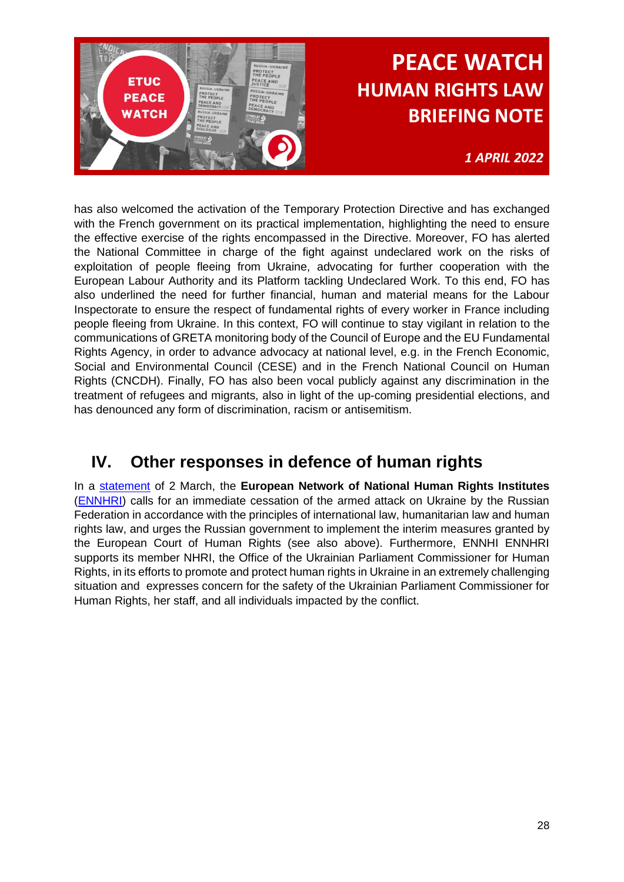has also welcomed the activation of the Temporary Protection Directive and has exchanged with the French government on its practical implementation, highlighting the need to ensure the effective exercise of the rights encompassed in the Directive. Moreover, FO has alerted the National Committee in charge of the fight against undeclared work on the risks of exploitation of people fleeing from Ukraine, advocating for further cooperation with the European Labour Authority and its Platform tackling Undeclared Work. To this end, FO has also underlined the need for further financial, human and material means for the Labour Inspectorate to ensure the respect of fundamental rights of every worker in France including people fleeing from Ukraine. In this context, FO will continue to stay vigilant in relation to the communications of GRETA monitoring body of the Council of Europe and the EU Fundamental Rights Agency, in order to advance advocacy at national level, e.g. in the French Economic, Social and Environmental Council (CESE) and in the French National Council on Human Rights (CNCDH). Finally, FO has also been vocal publicly against any discrimination in the treatment of refugees and migrants, also in light of the up-coming presidential elections, and has denounced any form of discrimination, racism or antisemitism.

## IV. Other responses in defence of human rights

In a statement of 2 March, the **European Network of National Human Rights Institutes** (ENNHRI) calls for an immediate cessation of the armed attack on Ukraine by the Russian Federation in accordance with the principles of international law, humanitarian law and human rights law, and urges the Russian government to implement the interim measures granted by the European Court of Human Rights (see also above). Furthermore, ENNHI ENNHRI supports its member NHRI, the Office of the Ukrainian Parliament Commissioner for Human Rights, in its efforts to promote and protect human rights in Ukraine in an extremely challenging situation and expresses concern for the safety of the Ukrainian Parliament Commissioner for Human Rights, her staff, and all individuals impacted by the conflict.